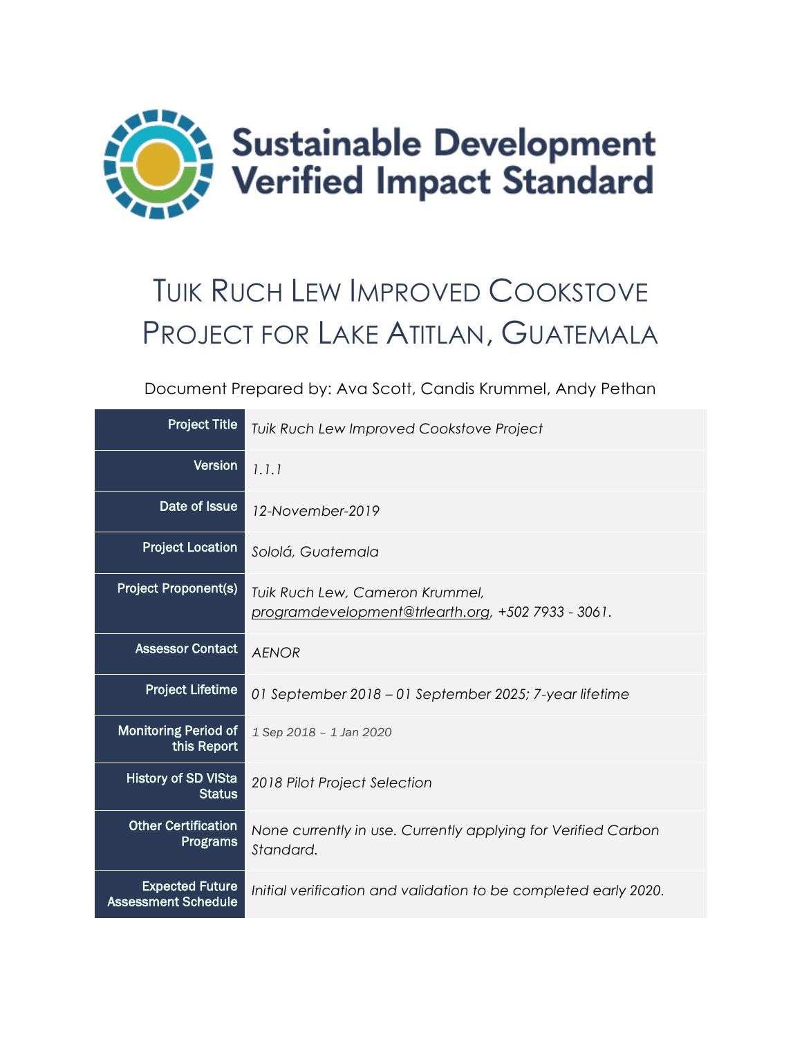Sustainable Development Verified Impact Standard

# TUIK RUCH LEW IMPROVED COOKSTOVE PROJECT FOR LAKE ATITLAN, GUATEMALA

Document Prepared by: Ava Scott, Candis Krummel, Andy Pethan

| | |
|---|---|
| **Project Title** | *Tuik Ruch Lew Improved Cookstove Project* |
| **Version** | *1.1.1* |
| **Date of Issue** | *12-November-2019* |
| **Project Location** | *Sololá, Guatemala* |
| **Project Proponent(s)** | *Tuik Ruch Lew, Cameron Krummel, programdevelopment@trlearth.org, +502 7933 - 3061.* |
| **Assessor Contact** | *AENOR* |
| **Project Lifetime** | *01 September 2018 – 01 September 2025; 7-year lifetime* |
| **Monitoring Period of this Report** | *1 Sep 2018 – 1 Jan 2020* |
| **History of SD VISta Status** | *2018 Pilot Project Selection* |
| **Other Certification Programs** | *None currently in use. Currently applying for Verified Carbon Standard.* |
| **Expected Future Assessment Schedule** | *Initial verification and validation to be completed early 2020.* |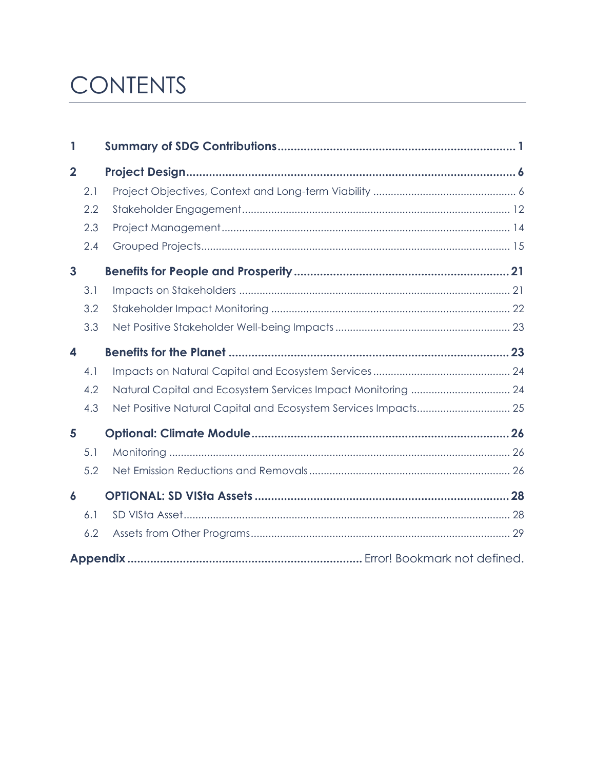# CONTENTS

| | | |
|---|---|---|
| **1** | **Summary of SDG Contributions** | **1** |
| **2** | **Project Design** | **6** |
| 2.1 | Project Objectives, Context and Long-term Viability | 6 |
| 2.2 | Stakeholder Engagement | 12 |
| 2.3 | Project Management | 14 |
| 2.4 | Grouped Projects | 15 |
| **3** | **Benefits for People and Prosperity** | **21** |
| 3.1 | Impacts on Stakeholders | 21 |
| 3.2 | Stakeholder Impact Monitoring | 22 |
| 3.3 | Net Positive Stakeholder Well-being Impacts | 23 |
| **4** | **Benefits for the Planet** | **23** |
| 4.1 | Impacts on Natural Capital and Ecosystem Services | 24 |
| 4.2 | Natural Capital and Ecosystem Services Impact Monitoring | 24 |
| 4.3 | Net Positive Natural Capital and Ecosystem Services Impacts | 25 |
| **5** | **Optional: Climate Module** | **26** |
| 5.1 | Monitoring | 26 |
| 5.2 | Net Emission Reductions and Removals | 26 |
| **6** | **OPTIONAL: SD VISta Assets** | **28** |
| 6.1 | SD VISta Asset | 28 |
| 6.2 | Assets from Other Programs | 29 |
| **Appendix** | | Error! Bookmark not defined. |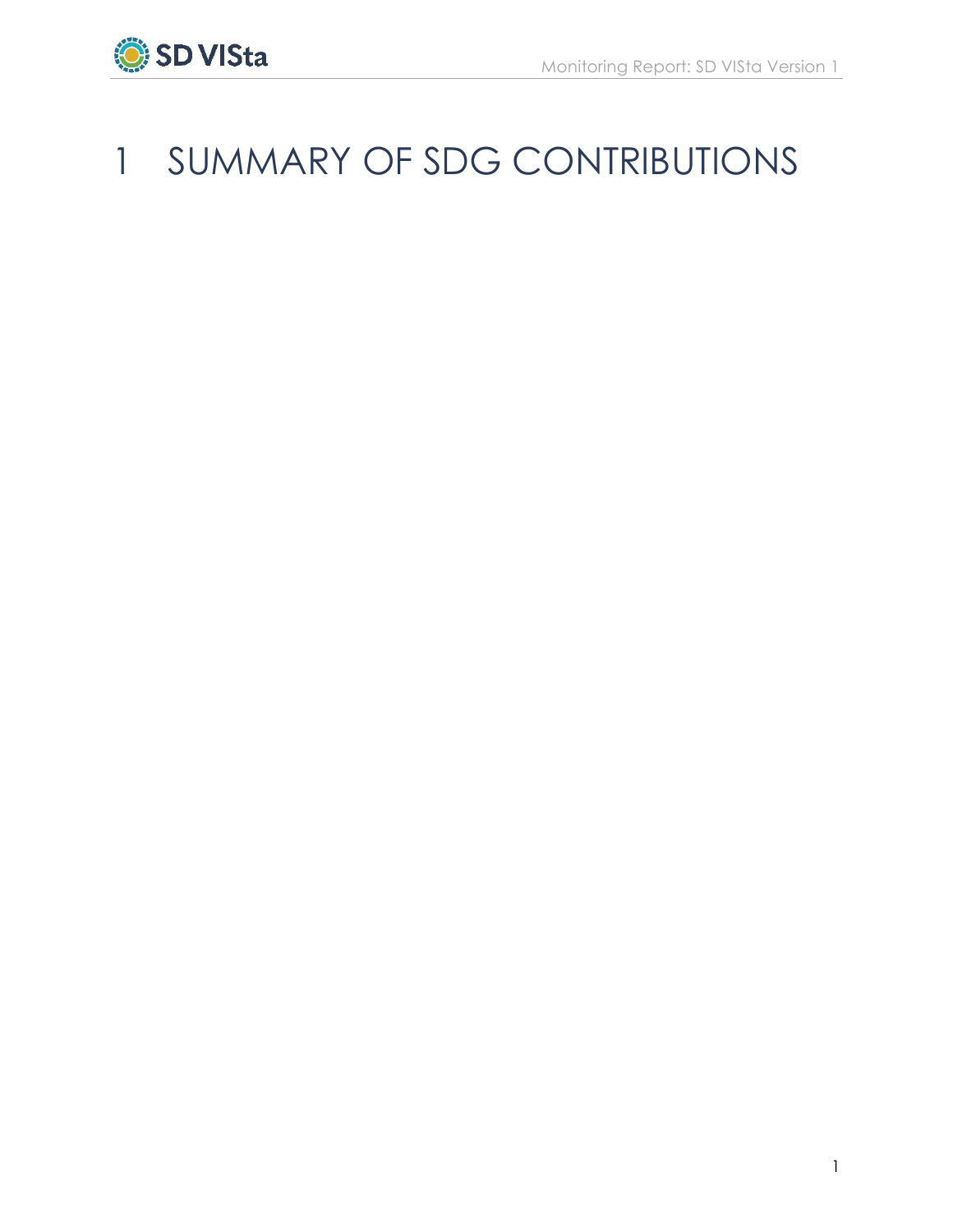# 1 SUMMARY OF SDG CONTRIBUTIONS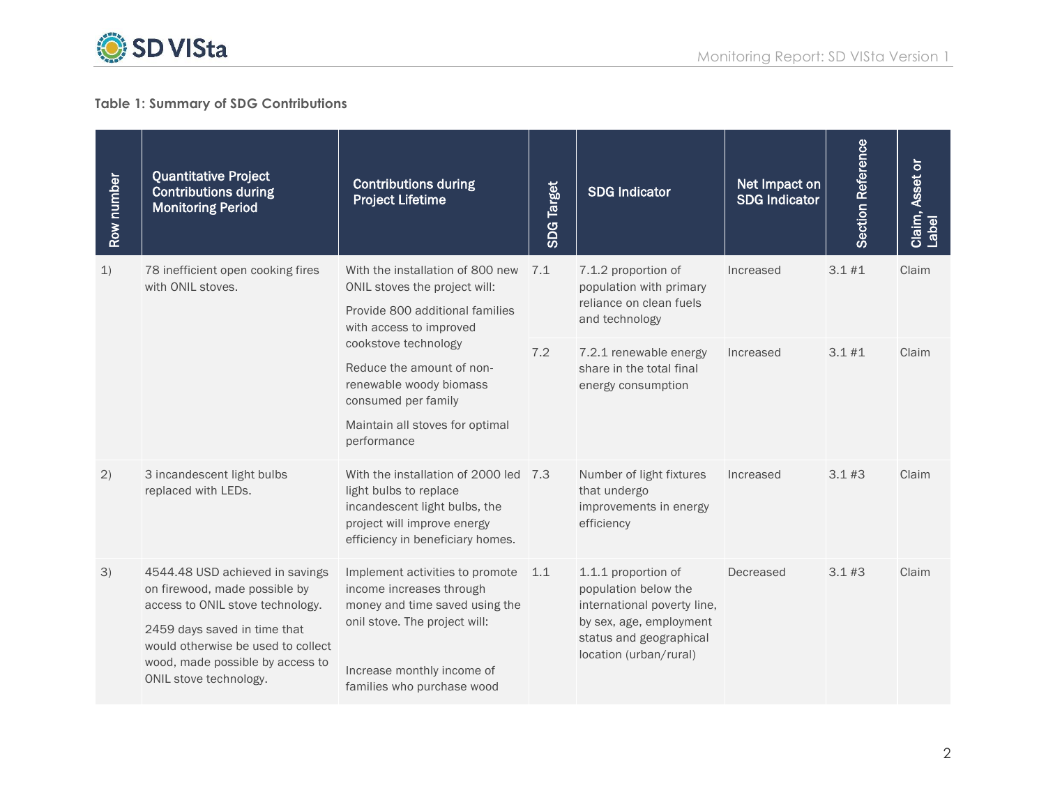**Table 1: Summary of SDG Contributions**

| Row number | Quantitative Project Contributions during Monitoring Period | Contributions during Project Lifetime | SDG Target | SDG Indicator | Net Impact on SDG Indicator | Section Reference | Claim, Asset or Label |
|---|---|---|---|---|---|---|---|
| 1) | 78 inefficient open cooking fires with ONIL stoves. | With the installation of 800 new ONIL stoves the project will:<br>Provide 800 additional families with access to improved cookstove technology<br>Reduce the amount of non-renewable woody biomass consumed per family<br>Maintain all stoves for optimal performance | 7.1 | 7.1.2 proportion of population with primary reliance on clean fuels and technology | Increased | 3.1 #1 | Claim |
| | | | 7.2 | 7.2.1 renewable energy share in the total final energy consumption | Increased | 3.1 #1 | Claim |
| 2) | 3 incandescent light bulbs replaced with LEDs. | With the installation of 2000 led light bulbs to replace incandescent light bulbs, the project will improve energy efficiency in beneficiary homes. | 7.3 | Number of light fixtures that undergo improvements in energy efficiency | Increased | 3.1 #3 | Claim |
| 3) | 4544.48 USD achieved in savings on firewood, made possible by access to ONIL stove technology.<br>2459 days saved in time that would otherwise be used to collect wood, made possible by access to ONIL stove technology. | Implement activities to promote income increases through money and time saved using the onil stove. The project will:<br>Increase monthly income of families who purchase wood | 1.1 | 1.1.1 proportion of population below the international poverty line, by sex, age, employment status and geographical location (urban/rural) | Decreased | 3.1 #3 | Claim |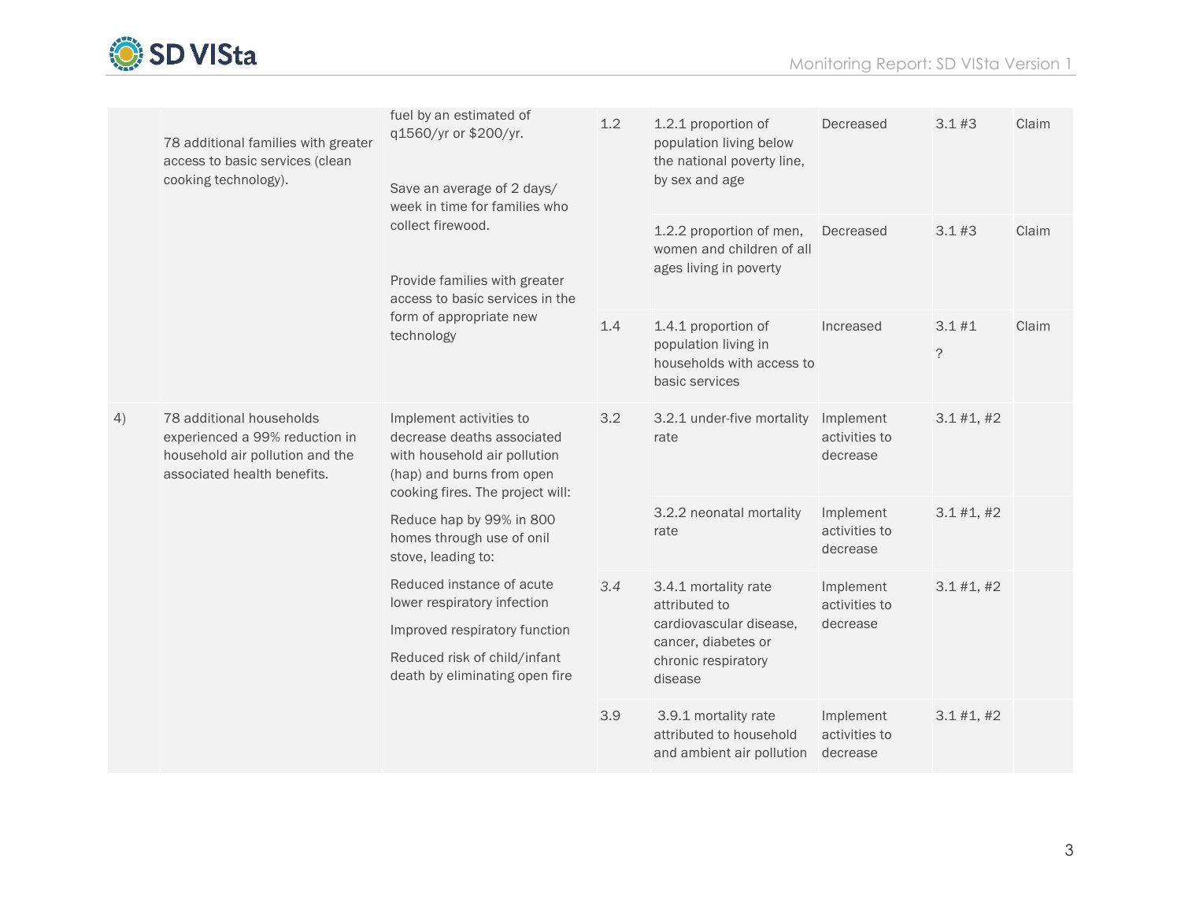|  |  |  |  |  |  |  |  |
|---|---|---|---|---|---|---|---|
|  | 78 additional families with greater access to basic services (clean cooking technology). | fuel by an estimated of q1560/yr or $200/yr.<br><br>Save an average of 2 days/ week in time for families who collect firewood.<br><br>Provide families with greater access to basic services in the form of appropriate new technology | 1.2 | 1.2.1 proportion of population living below the national poverty line, by sex and age | Decreased | 3.1 #3 | Claim |
|  |  |  |  | 1.2.2 proportion of men, women and children of all ages living in poverty | Decreased | 3.1 #3 | Claim |
|  |  |  | 1.4 | 1.4.1 proportion of population living in households with access to basic services | Increased | 3.1 #1<br>? | Claim |
| 4) | 78 additional households experienced a 99% reduction in household air pollution and the associated health benefits. | Implement activities to decrease deaths associated with household air pollution (hap) and burns from open cooking fires. The project will:<br><br>Reduce hap by 99% in 800 homes through use of onil stove, leading to:<br><br>Reduced instance of acute lower respiratory infection<br><br>Improved respiratory function<br><br>Reduced risk of child/infant death by eliminating open fire | 3.2 | 3.2.1 under-five mortality rate | Implement activities to decrease | 3.1 #1, #2 |  |
|  |  |  |  | 3.2.2 neonatal mortality rate | Implement activities to decrease | 3.1 #1, #2 |  |
|  |  |  | *3.4* | 3.4.1 mortality rate attributed to cardiovascular disease, cancer, diabetes or chronic respiratory disease | Implement activities to decrease | 3.1 #1, #2 |  |
|  |  |  | 3.9 | 3.9.1 mortality rate attributed to household and ambient air pollution | Implement activities to decrease | 3.1 #1, #2 |  |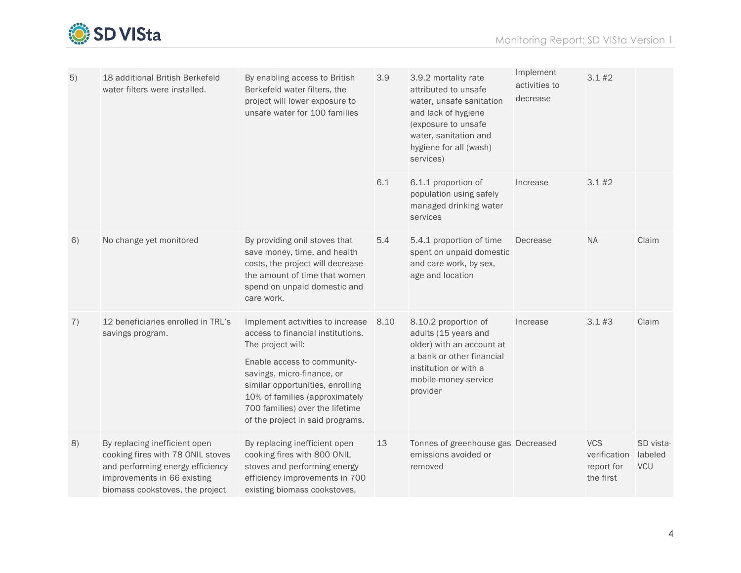| | | | | | | | |
|---|---|---|---|---|---|---|---|
| 5) | 18 additional British Berkefeld water filters were installed. | By enabling access to British Berkefeld water filters, the project will lower exposure to unsafe water for 100 families | 3.9 | 3.9.2 mortality rate attributed to unsafe water, unsafe sanitation and lack of hygiene (exposure to unsafe water, sanitation and hygiene for all (wash) services) | Implement activities to decrease | 3.1 #2 | |
| | | | 6.1 | 6.1.1 proportion of population using safely managed drinking water services | Increase | 3.1 #2 | |
| 6) | No change yet monitored | By providing onil stoves that save money, time, and health costs, the project will decrease the amount of time that women spend on unpaid domestic and care work. | 5.4 | 5.4.1 proportion of time spent on unpaid domestic and care work, by sex, age and location | Decrease | NA | Claim |
| 7) | 12 beneficiaries enrolled in TRL's savings program. | Implement activities to increase access to financial institutions. The project will:<br><br>Enable access to community-savings, micro-finance, or similar opportunities, enrolling 10% of families (approximately 700 families) over the lifetime of the project in said programs. | 8.10 | 8.10.2 proportion of adults (15 years and older) with an account at a bank or other financial institution or with a mobile-money-service provider | Increase | 3.1 #3 | Claim |
| 8) | By replacing inefficient open cooking fires with 78 ONIL stoves and performing energy efficiency improvements in 66 existing biomass cookstoves, the project | By replacing inefficient open cooking fires with 800 ONIL stoves and performing energy efficiency improvements in 700 existing biomass cookstoves, | 13 | Tonnes of greenhouse gas emissions avoided or removed | Decreased | VCS verification report for the first | SD vista-labeled VCU |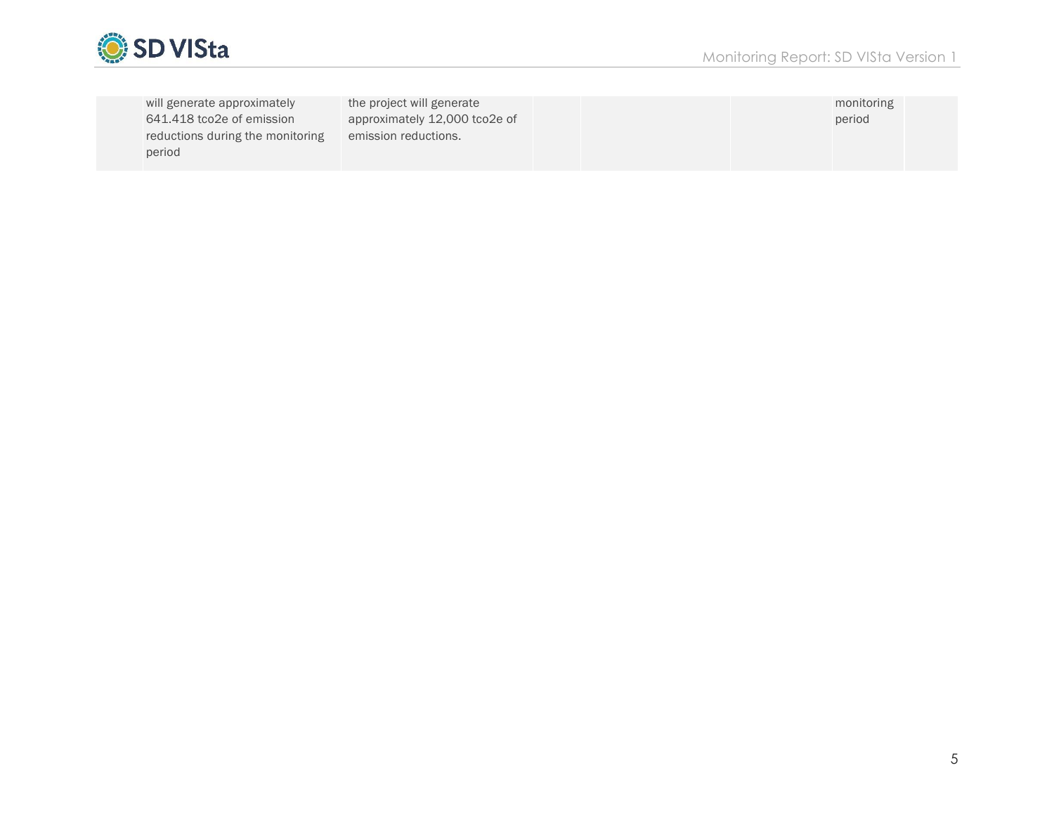| | | | | | | | |
|---|---|---|---|---|---|---|---|
| | will generate approximately 641.418 tco2e of emission reductions during the monitoring period | the project will generate approximately 12,000 tco2e of emission reductions. | | | | monitoring period | |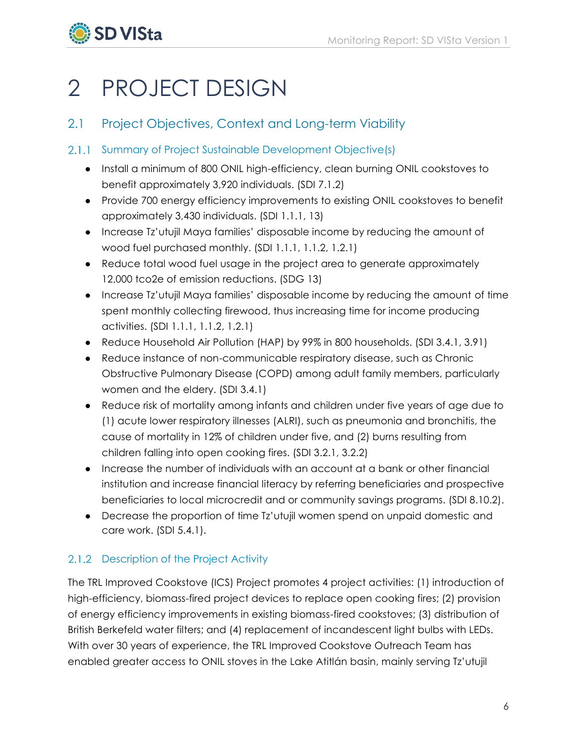# 2 PROJECT DESIGN

## 2.1 Project Objectives, Context and Long-term Viability

### 2.1.1 Summary of Project Sustainable Development Objective(s)

- Install a minimum of 800 ONIL high-efficiency, clean burning ONIL cookstoves to benefit approximately 3,920 individuals. (SDI 7.1.2)
- Provide 700 energy efficiency improvements to existing ONIL cookstoves to benefit approximately 3,430 individuals. (SDI 1.1.1, 13)
- Increase Tz'utujil Maya families' disposable income by reducing the amount of wood fuel purchased monthly. (SDI 1.1.1, 1.1.2, 1.2.1)
- Reduce total wood fuel usage in the project area to generate approximately 12,000 tco2e of emission reductions. (SDG 13)
- Increase Tz'utujil Maya families' disposable income by reducing the amount of time spent monthly collecting firewood, thus increasing time for income producing activities. (SDI 1.1.1, 1.1.2, 1.2.1)
- Reduce Household Air Pollution (HAP) by 99% in 800 households. (SDI 3.4.1, 3.91)
- Reduce instance of non-communicable respiratory disease, such as Chronic Obstructive Pulmonary Disease (COPD) among adult family members, particularly women and the eldery. (SDI 3.4.1)
- Reduce risk of mortality among infants and children under five years of age due to (1) acute lower respiratory illnesses (ALRI), such as pneumonia and bronchitis, the cause of mortality in 12% of children under five, and (2) burns resulting from children falling into open cooking fires. (SDI 3.2.1, 3.2.2)
- Increase the number of individuals with an account at a bank or other financial institution and increase financial literacy by referring beneficiaries and prospective beneficiaries to local microcredit and or community savings programs. (SDI 8.10.2).
- Decrease the proportion of time Tz'utujil women spend on unpaid domestic and care work. (SDI 5.4.1).

### 2.1.2 Description of the Project Activity

The TRL Improved Cookstove (ICS) Project promotes 4 project activities: (1) introduction of high-efficiency, biomass-fired project devices to replace open cooking fires; (2) provision of energy efficiency improvements in existing biomass-fired cookstoves; (3) distribution of British Berkefeld water filters; and (4) replacement of incandescent light bulbs with LEDs. With over 30 years of experience, the TRL Improved Cookstove Outreach Team has enabled greater access to ONIL stoves in the Lake Atitlán basin, mainly serving Tz'utujil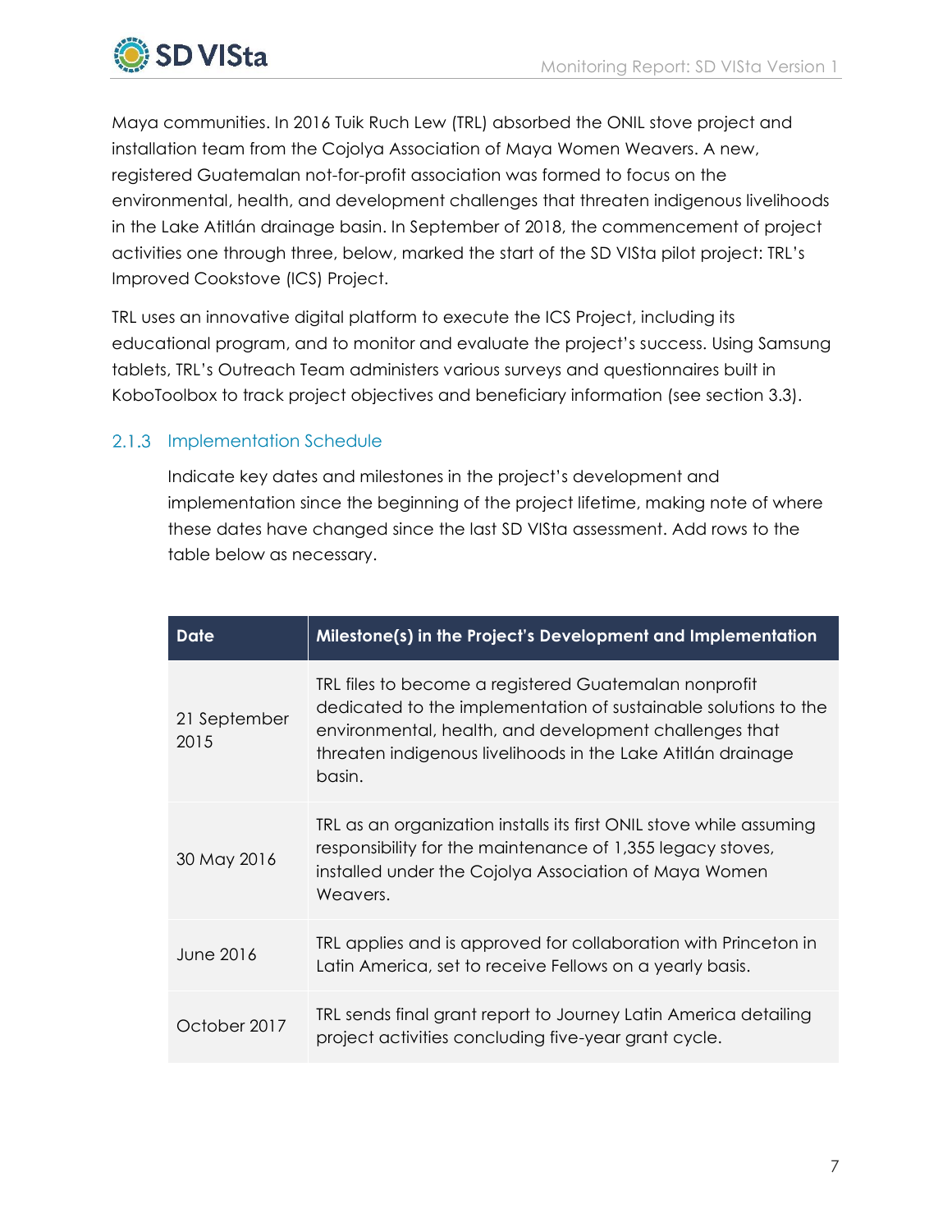Maya communities. In 2016 Tuik Ruch Lew (TRL) absorbed the ONIL stove project and installation team from the Cojolya Association of Maya Women Weavers. A new, registered Guatemalan not-for-profit association was formed to focus on the environmental, health, and development challenges that threaten indigenous livelihoods in the Lake Atitlán drainage basin. In September of 2018, the commencement of project activities one through three, below, marked the start of the SD VISta pilot project: TRL's Improved Cookstove (ICS) Project.

TRL uses an innovative digital platform to execute the ICS Project, including its educational program, and to monitor and evaluate the project's success. Using Samsung tablets, TRL's Outreach Team administers various surveys and questionnaires built in KoboToolbox to track project objectives and beneficiary information (see section 3.3).

### 2.1.3 Implementation Schedule

Indicate key dates and milestones in the project's development and implementation since the beginning of the project lifetime, making note of where these dates have changed since the last SD VISta assessment. Add rows to the table below as necessary.

| Date | Milestone(s) in the Project's Development and Implementation |
| --- | --- |
| 21 September 2015 | TRL files to become a registered Guatemalan nonprofit dedicated to the implementation of sustainable solutions to the environmental, health, and development challenges that threaten indigenous livelihoods in the Lake Atitlán drainage basin. |
| 30 May 2016 | TRL as an organization installs its first ONIL stove while assuming responsibility for the maintenance of 1,355 legacy stoves, installed under the Cojolya Association of Maya Women Weavers. |
| June 2016 | TRL applies and is approved for collaboration with Princeton in Latin America, set to receive Fellows on a yearly basis. |
| October 2017 | TRL sends final grant report to Journey Latin America detailing project activities concluding five-year grant cycle. |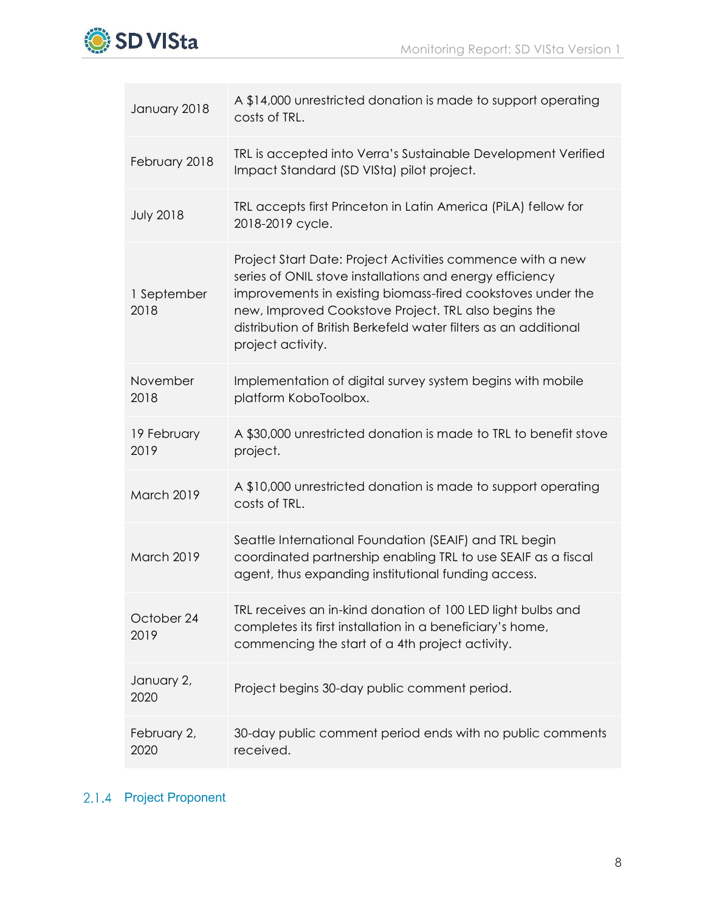| | |
|---|---|
| January 2018 | A $14,000 unrestricted donation is made to support operating costs of TRL. |
| February 2018 | TRL is accepted into Verra's Sustainable Development Verified Impact Standard (SD VISta) pilot project. |
| July 2018 | TRL accepts first Princeton in Latin America (PiLA) fellow for 2018-2019 cycle. |
| 1 September 2018 | Project Start Date: Project Activities commence with a new series of ONIL stove installations and energy efficiency improvements in existing biomass-fired cookstoves under the new, Improved Cookstove Project. TRL also begins the distribution of British Berkefeld water filters as an additional project activity. |
| November 2018 | Implementation of digital survey system begins with mobile platform KoboToolbox. |
| 19 February 2019 | A $30,000 unrestricted donation is made to TRL to benefit stove project. |
| March 2019 | A $10,000 unrestricted donation is made to support operating costs of TRL. |
| March 2019 | Seattle International Foundation (SEAIF) and TRL begin coordinated partnership enabling TRL to use SEAIF as a fiscal agent, thus expanding institutional funding access. |
| October 24 2019 | TRL receives an in-kind donation of 100 LED light bulbs and completes its first installation in a beneficiary's home, commencing the start of a 4th project activity. |
| January 2, 2020 | Project begins 30-day public comment period. |
| February 2, 2020 | 30-day public comment period ends with no public comments received. |

### 2.1.4 Project Proponent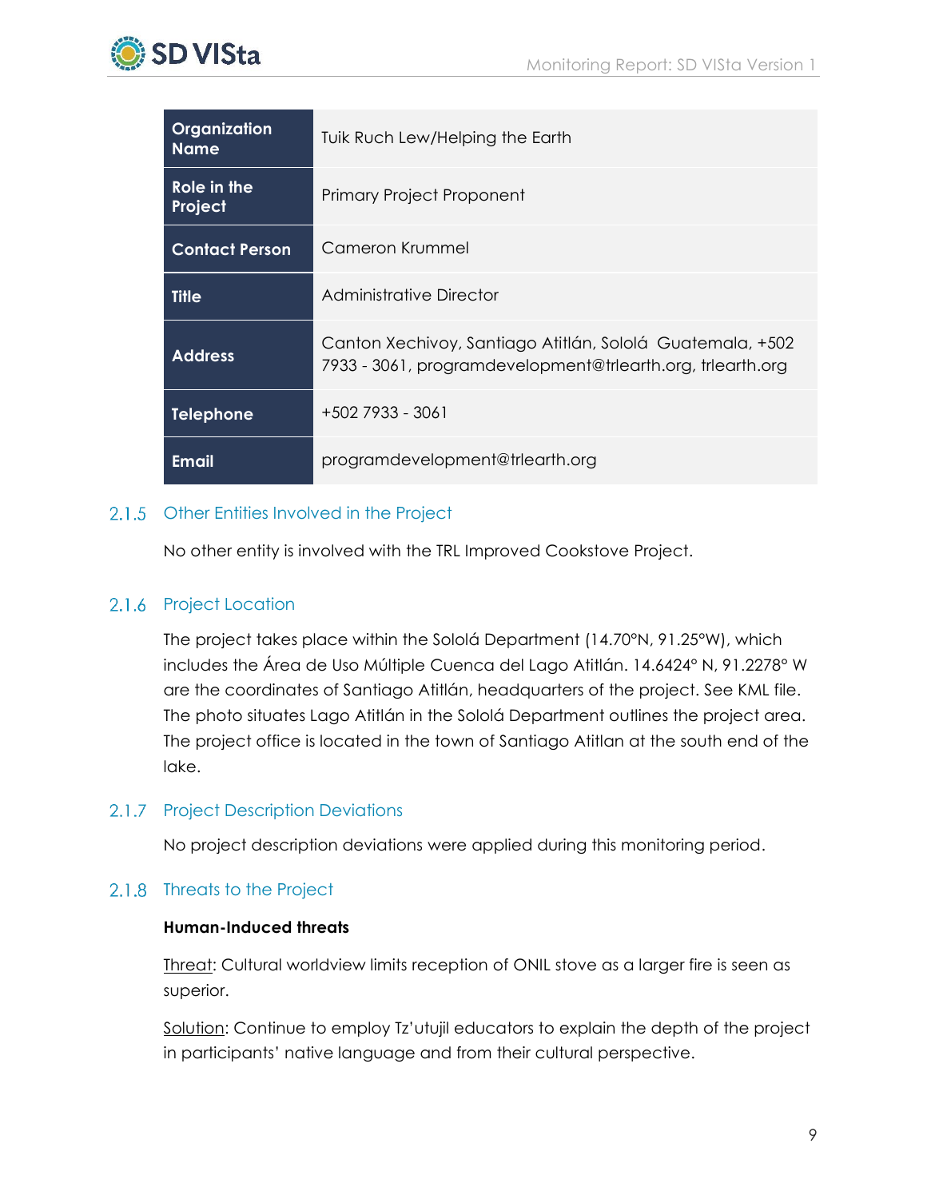| Organization Name | Tuik Ruch Lew/Helping the Earth |
|---|---|
| Role in the Project | Primary Project Proponent |
| Contact Person | Cameron Krummel |
| Title | Administrative Director |
| Address | Canton Xechivoy, Santiago Atitlán, Sololá Guatemala, +502 7933 - 3061, programdevelopment@trlearth.org, trlearth.org |
| Telephone | +502 7933 - 3061 |
| Email | programdevelopment@trlearth.org |

### 2.1.5 Other Entities Involved in the Project

No other entity is involved with the TRL Improved Cookstove Project.

### 2.1.6 Project Location

The project takes place within the Sololá Department (14.70°N, 91.25°W), which includes the Área de Uso Múltiple Cuenca del Lago Atitlán. 14.6424° N, 91.2278° W are the coordinates of Santiago Atitlán, headquarters of the project. See KML file. The photo situates Lago Atitlán in the Sololá Department outlines the project area. The project office is located in the town of Santiago Atitlan at the south end of the lake.

### 2.1.7 Project Description Deviations

No project description deviations were applied during this monitoring period.

### 2.1.8 Threats to the Project

**Human-Induced threats**

Threat: Cultural worldview limits reception of ONIL stove as a larger fire is seen as superior.

Solution: Continue to employ Tz'utujil educators to explain the depth of the project in participants' native language and from their cultural perspective.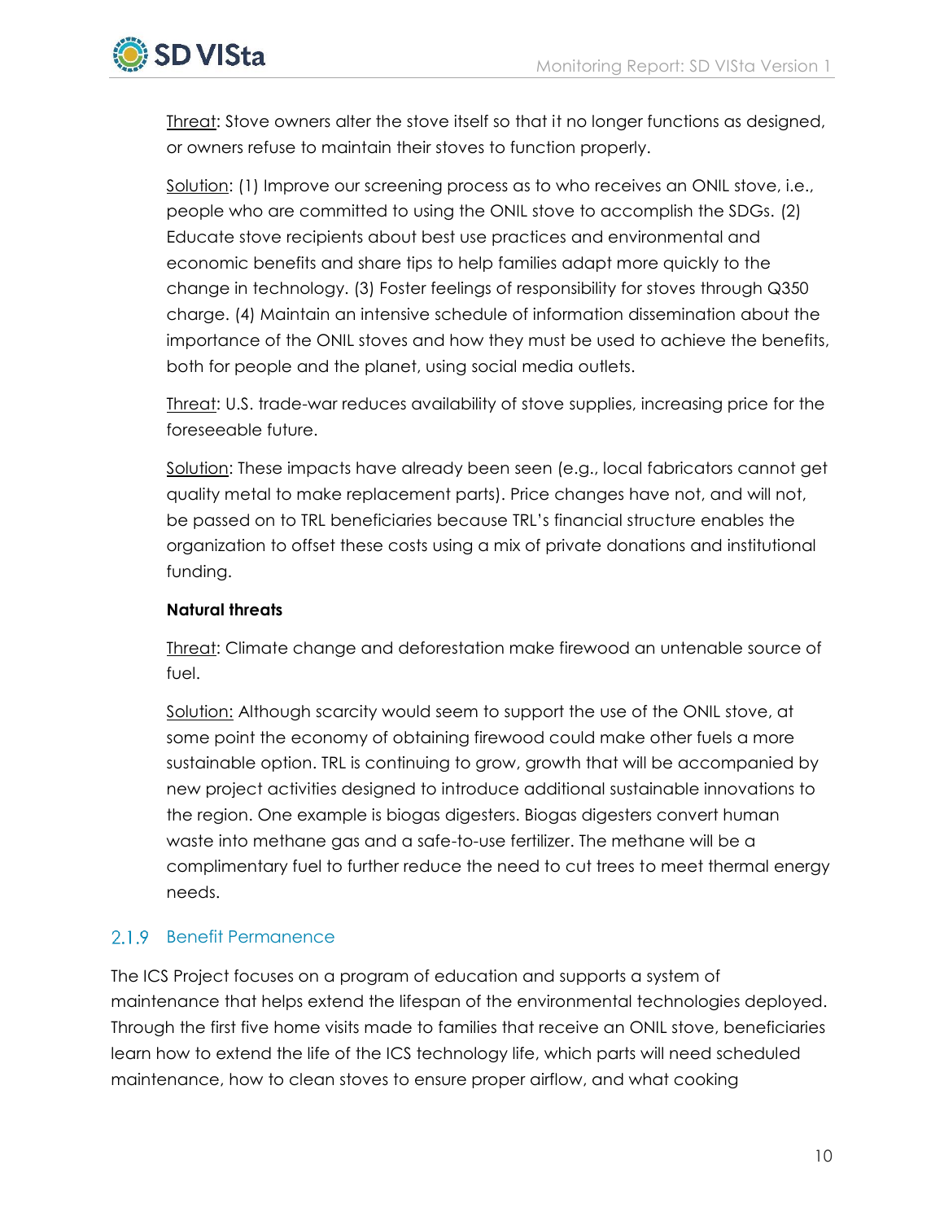Threat: Stove owners alter the stove itself so that it no longer functions as designed, or owners refuse to maintain their stoves to function properly.

Solution: (1) Improve our screening process as to who receives an ONIL stove, i.e., people who are committed to using the ONIL stove to accomplish the SDGs. (2) Educate stove recipients about best use practices and environmental and economic benefits and share tips to help families adapt more quickly to the change in technology. (3) Foster feelings of responsibility for stoves through Q350 charge. (4) Maintain an intensive schedule of information dissemination about the importance of the ONIL stoves and how they must be used to achieve the benefits, both for people and the planet, using social media outlets.

Threat: U.S. trade-war reduces availability of stove supplies, increasing price for the foreseeable future.

Solution: These impacts have already been seen (e.g., local fabricators cannot get quality metal to make replacement parts). Price changes have not, and will not, be passed on to TRL beneficiaries because TRL's financial structure enables the organization to offset these costs using a mix of private donations and institutional funding.

**Natural threats**

Threat: Climate change and deforestation make firewood an untenable source of fuel.

Solution: Although scarcity would seem to support the use of the ONIL stove, at some point the economy of obtaining firewood could make other fuels a more sustainable option. TRL is continuing to grow, growth that will be accompanied by new project activities designed to introduce additional sustainable innovations to the region. One example is biogas digesters. Biogas digesters convert human waste into methane gas and a safe-to-use fertilizer. The methane will be a complimentary fuel to further reduce the need to cut trees to meet thermal energy needs.

### 2.1.9 Benefit Permanence

The ICS Project focuses on a program of education and supports a system of maintenance that helps extend the lifespan of the environmental technologies deployed. Through the first five home visits made to families that receive an ONIL stove, beneficiaries learn how to extend the life of the ICS technology life, which parts will need scheduled maintenance, how to clean stoves to ensure proper airflow, and what cooking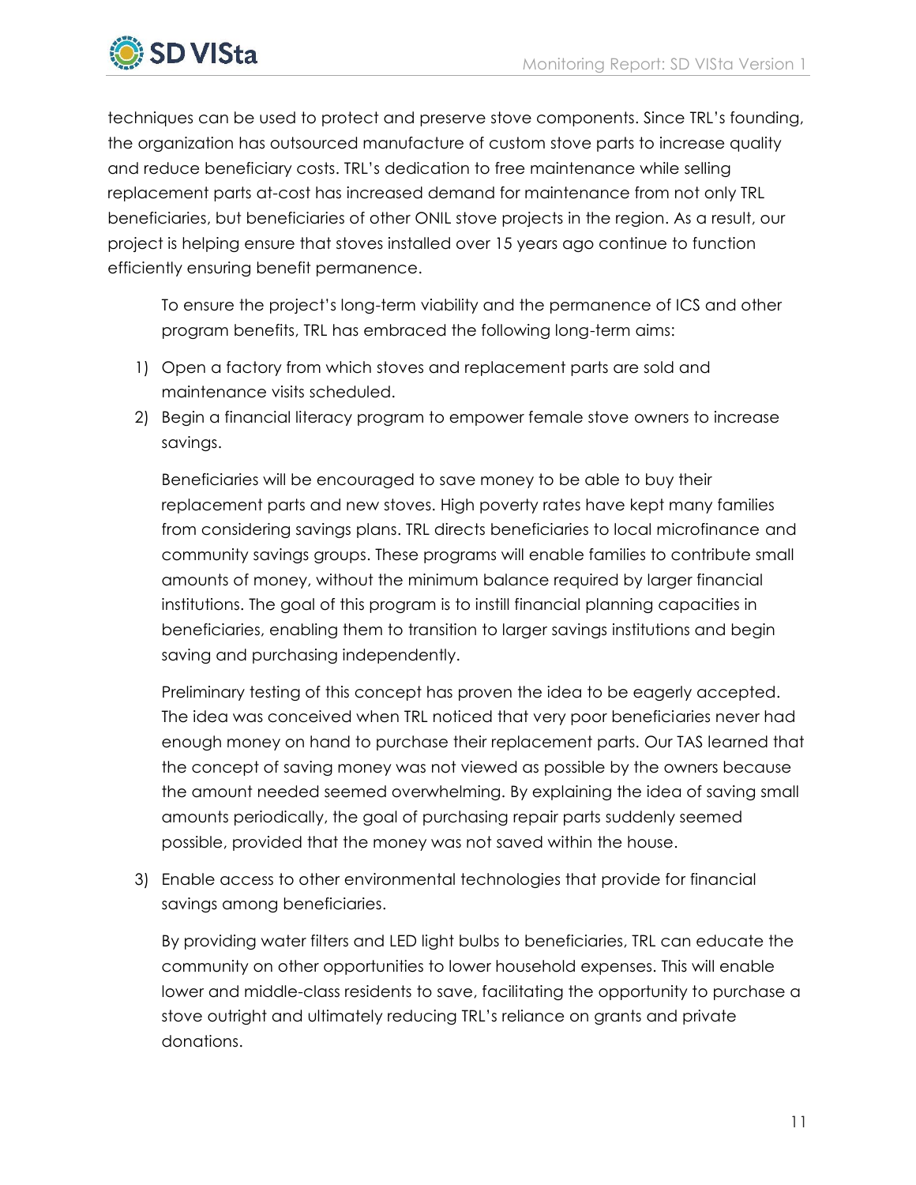techniques can be used to protect and preserve stove components. Since TRL's founding, the organization has outsourced manufacture of custom stove parts to increase quality and reduce beneficiary costs. TRL's dedication to free maintenance while selling replacement parts at-cost has increased demand for maintenance from not only TRL beneficiaries, but beneficiaries of other ONIL stove projects in the region. As a result, our project is helping ensure that stoves installed over 15 years ago continue to function efficiently ensuring benefit permanence.

To ensure the project's long-term viability and the permanence of ICS and other program benefits, TRL has embraced the following long-term aims:

1) Open a factory from which stoves and replacement parts are sold and maintenance visits scheduled.
2) Begin a financial literacy program to empower female stove owners to increase savings.

   Beneficiaries will be encouraged to save money to be able to buy their replacement parts and new stoves. High poverty rates have kept many families from considering savings plans. TRL directs beneficiaries to local microfinance and community savings groups. These programs will enable families to contribute small amounts of money, without the minimum balance required by larger financial institutions. The goal of this program is to instill financial planning capacities in beneficiaries, enabling them to transition to larger savings institutions and begin saving and purchasing independently.

   Preliminary testing of this concept has proven the idea to be eagerly accepted. The idea was conceived when TRL noticed that very poor beneficiaries never had enough money on hand to purchase their replacement parts. Our TAS learned that the concept of saving money was not viewed as possible by the owners because the amount needed seemed overwhelming. By explaining the idea of saving small amounts periodically, the goal of purchasing repair parts suddenly seemed possible, provided that the money was not saved within the house.

3) Enable access to other environmental technologies that provide for financial savings among beneficiaries.

   By providing water filters and LED light bulbs to beneficiaries, TRL can educate the community on other opportunities to lower household expenses. This will enable lower and middle-class residents to save, facilitating the opportunity to purchase a stove outright and ultimately reducing TRL's reliance on grants and private donations.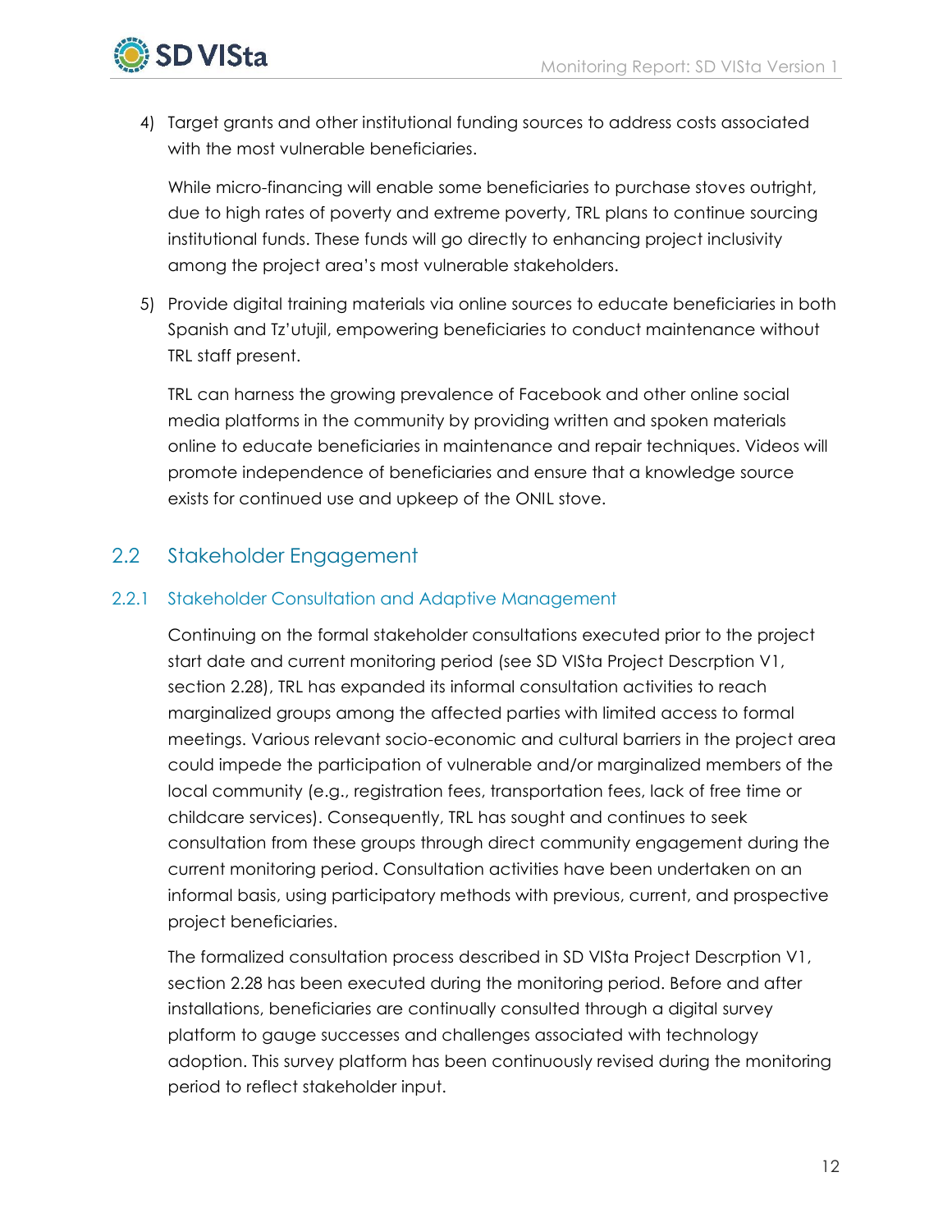4) Target grants and other institutional funding sources to address costs associated with the most vulnerable beneficiaries.

   While micro-financing will enable some beneficiaries to purchase stoves outright, due to high rates of poverty and extreme poverty, TRL plans to continue sourcing institutional funds. These funds will go directly to enhancing project inclusivity among the project area's most vulnerable stakeholders.

5) Provide digital training materials via online sources to educate beneficiaries in both Spanish and Tz'utujil, empowering beneficiaries to conduct maintenance without TRL staff present.

   TRL can harness the growing prevalence of Facebook and other online social media platforms in the community by providing written and spoken materials online to educate beneficiaries in maintenance and repair techniques. Videos will promote independence of beneficiaries and ensure that a knowledge source exists for continued use and upkeep of the ONIL stove.

## 2.2 Stakeholder Engagement

### 2.2.1 Stakeholder Consultation and Adaptive Management

Continuing on the formal stakeholder consultations executed prior to the project start date and current monitoring period (see SD VISta Project Descrption V1, section 2.28), TRL has expanded its informal consultation activities to reach marginalized groups among the affected parties with limited access to formal meetings. Various relevant socio-economic and cultural barriers in the project area could impede the participation of vulnerable and/or marginalized members of the local community (e.g., registration fees, transportation fees, lack of free time or childcare services). Consequently, TRL has sought and continues to seek consultation from these groups through direct community engagement during the current monitoring period. Consultation activities have been undertaken on an informal basis, using participatory methods with previous, current, and prospective project beneficiaries.

The formalized consultation process described in SD VISta Project Descrption V1, section 2.28 has been executed during the monitoring period. Before and after installations, beneficiaries are continually consulted through a digital survey platform to gauge successes and challenges associated with technology adoption. This survey platform has been continuously revised during the monitoring period to reflect stakeholder input.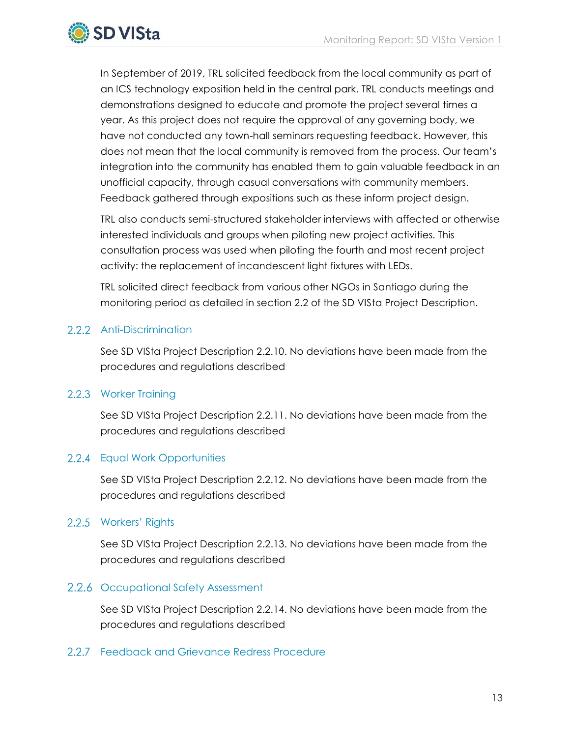In September of 2019, TRL solicited feedback from the local community as part of an ICS technology exposition held in the central park. TRL conducts meetings and demonstrations designed to educate and promote the project several times a year. As this project does not require the approval of any governing body, we have not conducted any town-hall seminars requesting feedback. However, this does not mean that the local community is removed from the process. Our team's integration into the community has enabled them to gain valuable feedback in an unofficial capacity, through casual conversations with community members. Feedback gathered through expositions such as these inform project design.

TRL also conducts semi-structured stakeholder interviews with affected or otherwise interested individuals and groups when piloting new project activities. This consultation process was used when piloting the fourth and most recent project activity: the replacement of incandescent light fixtures with LEDs.

TRL solicited direct feedback from various other NGOs in Santiago during the monitoring period as detailed in section 2.2 of the SD VISta Project Description.

### 2.2.2 Anti-Discrimination

See SD VISta Project Description 2.2.10. No deviations have been made from the procedures and regulations described

### 2.2.3 Worker Training

See SD VISta Project Description 2.2.11. No deviations have been made from the procedures and regulations described

### 2.2.4 Equal Work Opportunities

See SD VISta Project Description 2.2.12. No deviations have been made from the procedures and regulations described

### 2.2.5 Workers' Rights

See SD VISta Project Description 2.2.13. No deviations have been made from the procedures and regulations described

### 2.2.6 Occupational Safety Assessment

See SD VISta Project Description 2.2.14. No deviations have been made from the procedures and regulations described

### 2.2.7 Feedback and Grievance Redress Procedure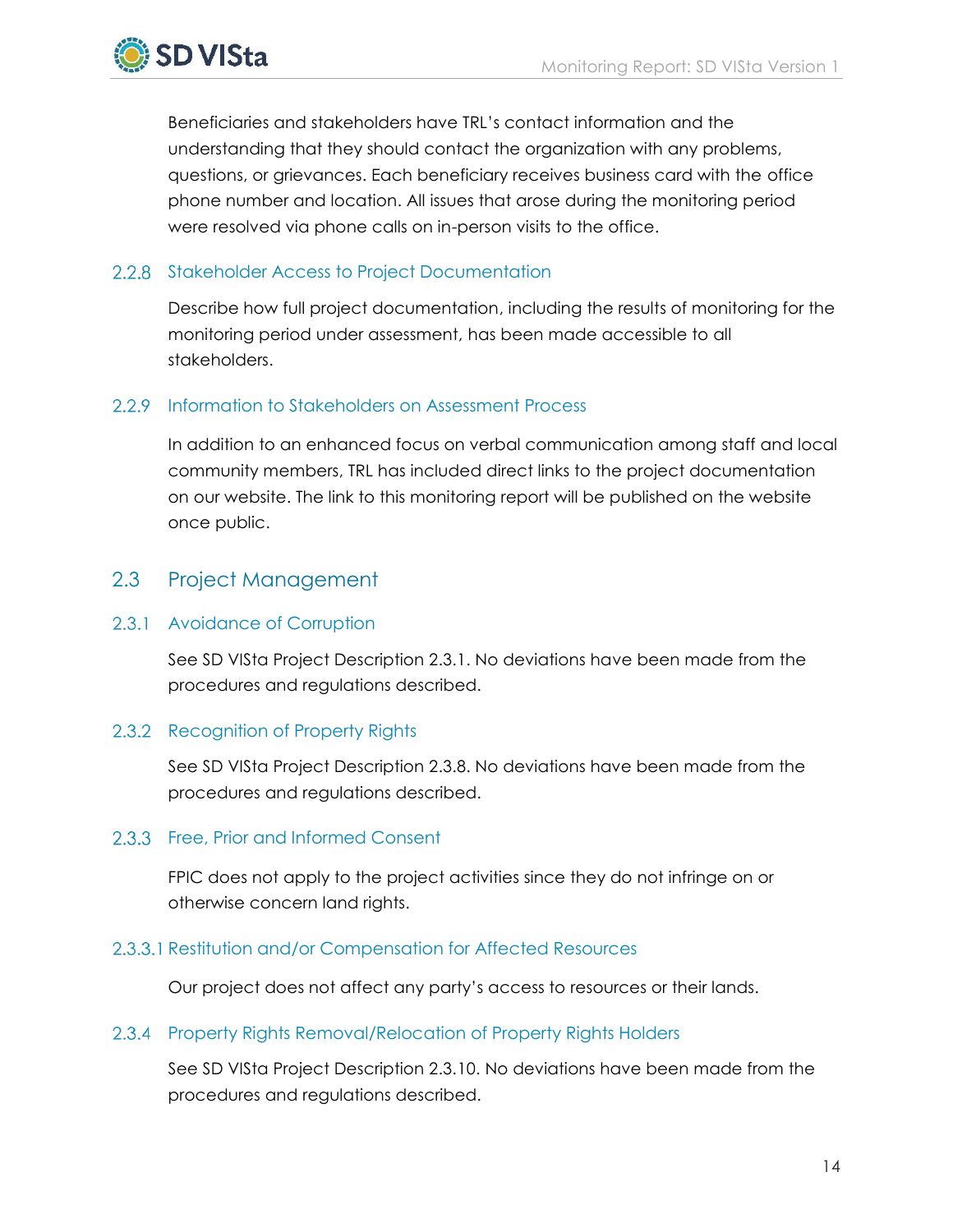Beneficiaries and stakeholders have TRL's contact information and the understanding that they should contact the organization with any problems, questions, or grievances. Each beneficiary receives business card with the office phone number and location. All issues that arose during the monitoring period were resolved via phone calls on in-person visits to the office.

### 2.2.8 Stakeholder Access to Project Documentation

Describe how full project documentation, including the results of monitoring for the monitoring period under assessment, has been made accessible to all stakeholders.

### 2.2.9 Information to Stakeholders on Assessment Process

In addition to an enhanced focus on verbal communication among staff and local community members, TRL has included direct links to the project documentation on our website. The link to this monitoring report will be published on the website once public.

## 2.3 Project Management

### 2.3.1 Avoidance of Corruption

See SD VISta Project Description 2.3.1. No deviations have been made from the procedures and regulations described.

### 2.3.2 Recognition of Property Rights

See SD VISta Project Description 2.3.8. No deviations have been made from the procedures and regulations described.

### 2.3.3 Free, Prior and Informed Consent

FPIC does not apply to the project activities since they do not infringe on or otherwise concern land rights.

#### 2.3.3.1 Restitution and/or Compensation for Affected Resources

Our project does not affect any party's access to resources or their lands.

### 2.3.4 Property Rights Removal/Relocation of Property Rights Holders

See SD VISta Project Description 2.3.10. No deviations have been made from the procedures and regulations described.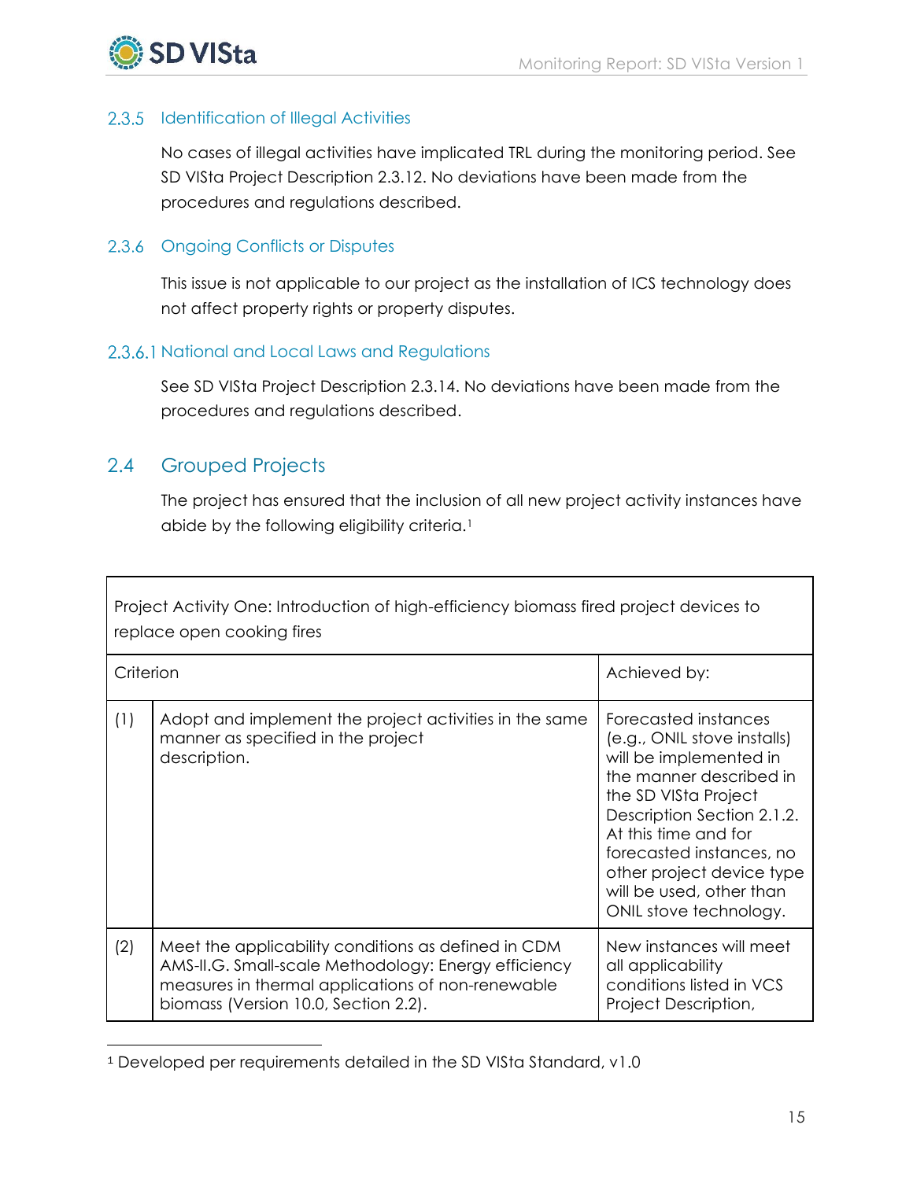### 2.3.5 Identification of Illegal Activities

No cases of illegal activities have implicated TRL during the monitoring period. See SD VISta Project Description 2.3.12. No deviations have been made from the procedures and regulations described.

### 2.3.6 Ongoing Conflicts or Disputes

This issue is not applicable to our project as the installation of ICS technology does not affect property rights or property disputes.

#### 2.3.6.1 National and Local Laws and Regulations

See SD VISta Project Description 2.3.14. No deviations have been made from the procedures and regulations described.

## 2.4 Grouped Projects

The project has ensured that the inclusion of all new project activity instances have abide by the following eligibility criteria.[1]

| Project Activity One: Introduction of high-efficiency biomass fired project devices to replace open cooking fires | | |
|---|---|---|
| Criterion | | Achieved by: |
| (1) | Adopt and implement the project activities in the same manner as specified in the project description. | Forecasted instances (e.g., ONIL stove installs) will be implemented in the manner described in the SD VISta Project Description Section 2.1.2. At this time and for forecasted instances, no other project device type will be used, other than ONIL stove technology. |
| (2) | Meet the applicability conditions as defined in CDM AMS-II.G. Small-scale Methodology: Energy efficiency measures in thermal applications of non-renewable biomass (Version 10.0, Section 2.2). | New instances will meet all applicability conditions listed in VCS Project Description, |

[1] Developed per requirements detailed in the SD VISta Standard, v1.0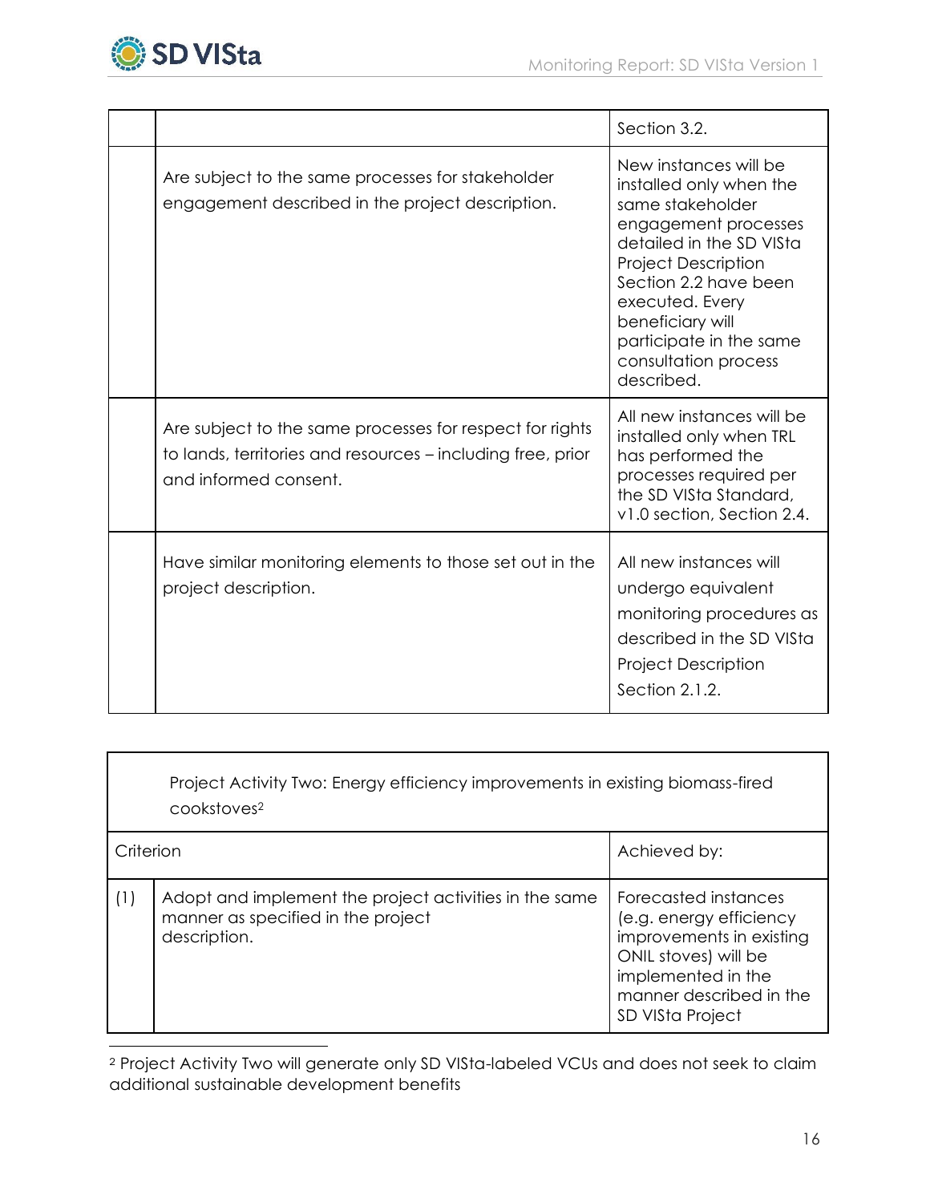| | | |
|---|---|---|
| | | Section 3.2. |
| | Are subject to the same processes for stakeholder engagement described in the project description. | New instances will be installed only when the same stakeholder engagement processes detailed in the SD VISta Project Description Section 2.2 have been executed. Every beneficiary will participate in the same consultation process described. |
| | Are subject to the same processes for respect for rights to lands, territories and resources – including free, prior and informed consent. | All new instances will be installed only when TRL has performed the processes required per the SD VISta Standard, v1.0 section, Section 2.4. |
| | Have similar monitoring elements to those set out in the project description. | All new instances will undergo equivalent monitoring procedures as described in the SD VISta Project Description Section 2.1.2. |

| Project Activity Two: Energy efficiency improvements in existing biomass-fired cookstoves[2] | | |
|---|---|---|
| Criterion | | Achieved by: |
| (1) | Adopt and implement the project activities in the same manner as specified in the project description. | Forecasted instances (e.g. energy efficiency improvements in existing ONIL stoves) will be implemented in the manner described in the SD VISta Project |

[2] Project Activity Two will generate only SD VISta-labeled VCUs and does not seek to claim additional sustainable development benefits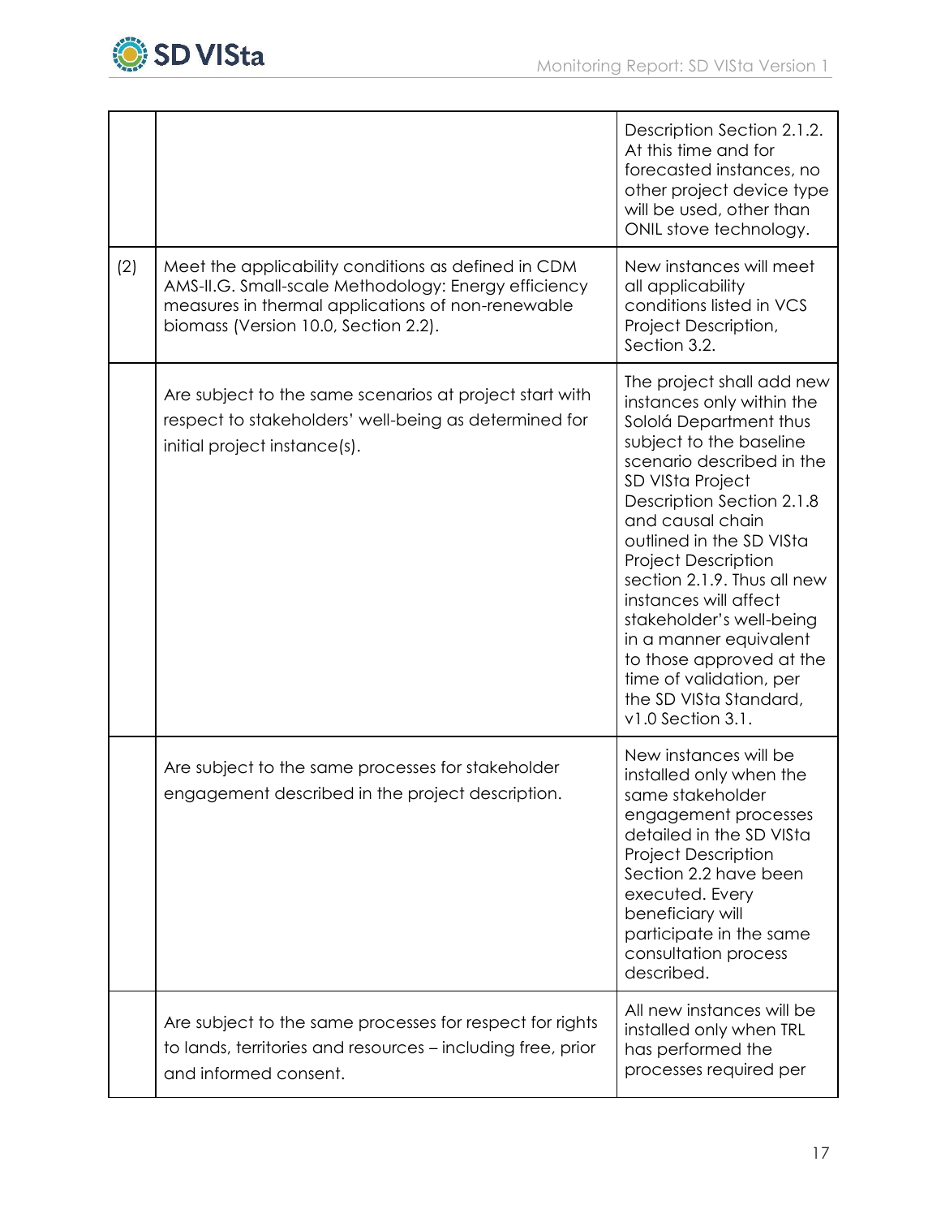| | | |
|---|---|---|
| | | Description Section 2.1.2. At this time and for forecasted instances, no other project device type will be used, other than ONIL stove technology. |
| (2) | Meet the applicability conditions as defined in CDM AMS-II.G. Small-scale Methodology: Energy efficiency measures in thermal applications of non-renewable biomass (Version 10.0, Section 2.2). | New instances will meet all applicability conditions listed in VCS Project Description, Section 3.2. |
| | Are subject to the same scenarios at project start with respect to stakeholders' well-being as determined for initial project instance(s). | The project shall add new instances only within the Sololá Department thus subject to the baseline scenario described in the SD VISta Project Description Section 2.1.8 and causal chain outlined in the SD VISta Project Description section 2.1.9. Thus all new instances will affect stakeholder's well-being in a manner equivalent to those approved at the time of validation, per the SD VISta Standard, v1.0 Section 3.1. |
| | Are subject to the same processes for stakeholder engagement described in the project description. | New instances will be installed only when the same stakeholder engagement processes detailed in the SD VISta Project Description Section 2.2 have been executed. Every beneficiary will participate in the same consultation process described. |
| | Are subject to the same processes for respect for rights to lands, territories and resources – including free, prior and informed consent. | All new instances will be installed only when TRL has performed the processes required per |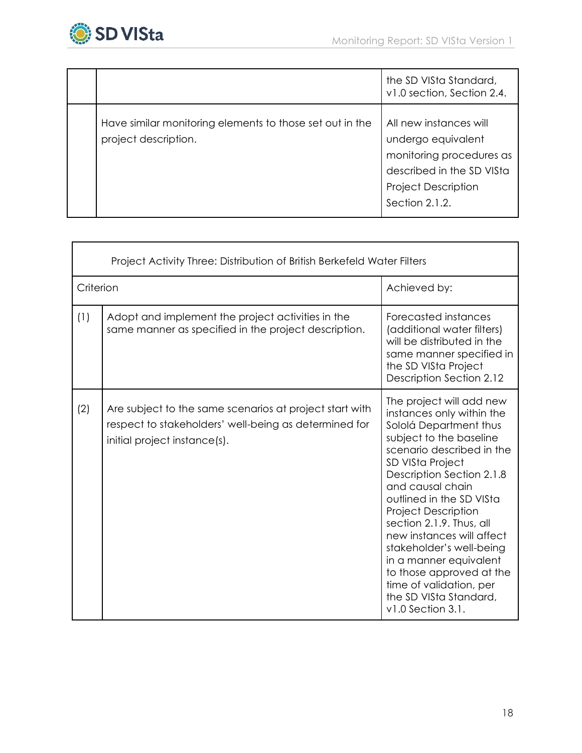| | | |
|---|---|---|
| | | the SD VISta Standard, v1.0 section, Section 2.4. |
| | Have similar monitoring elements to those set out in the project description. | All new instances will undergo equivalent monitoring procedures as described in the SD VISta Project Description Section 2.1.2. |

| Project Activity Three: Distribution of British Berkefeld Water Filters | | |
|---|---|---|
| Criterion | | Achieved by: |
| (1) | Adopt and implement the project activities in the same manner as specified in the project description. | Forecasted instances (additional water filters) will be distributed in the same manner specified in the SD VISta Project Description Section 2.12 |
| (2) | Are subject to the same scenarios at project start with respect to stakeholders' well-being as determined for initial project instance(s). | The project will add new instances only within the Sololá Department thus subject to the baseline scenario described in the SD VISta Project Description Section 2.1.8 and causal chain outlined in the SD VISta Project Description section 2.1.9. Thus, all new instances will affect stakeholder's well-being in a manner equivalent to those approved at the time of validation, per the SD VISta Standard, v1.0 Section 3.1. |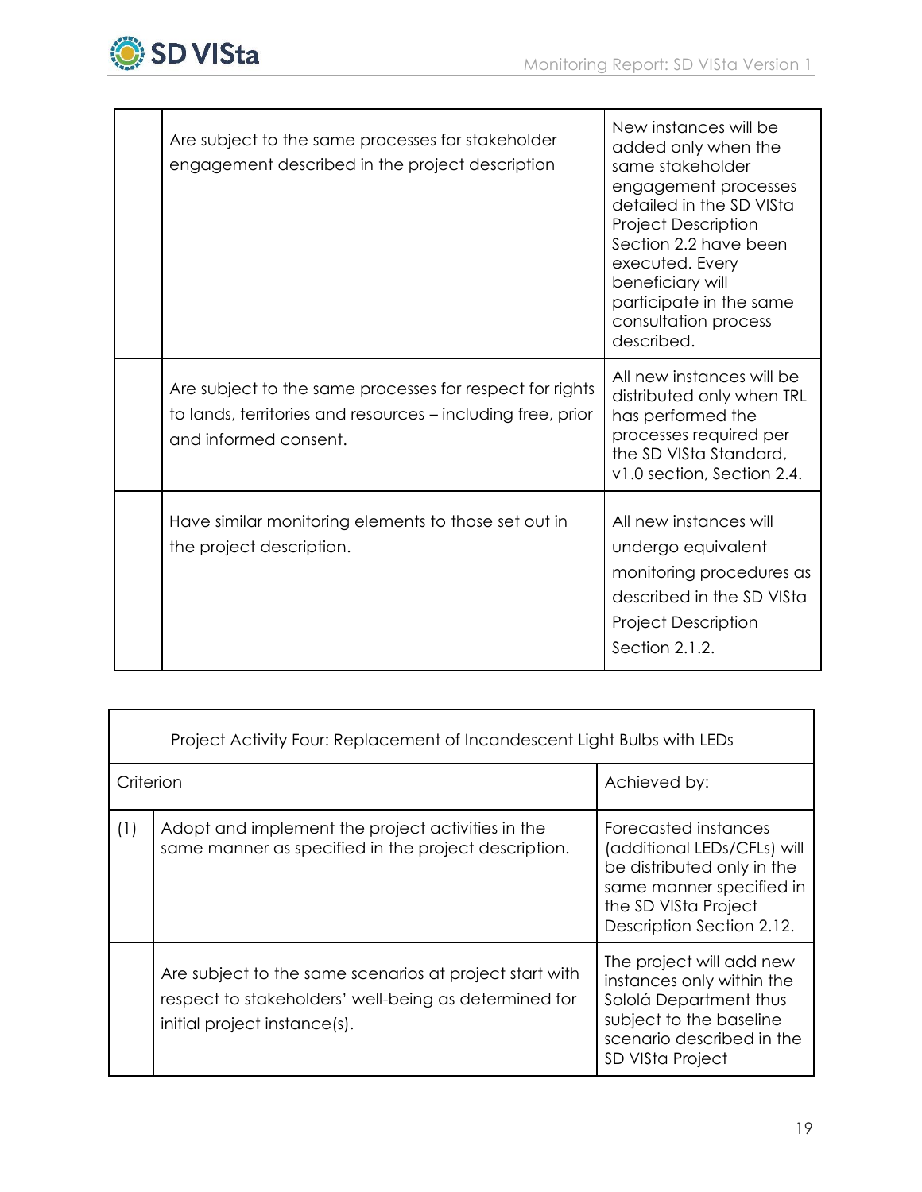| | | |
|---|---|---|
| | Are subject to the same processes for stakeholder engagement described in the project description | New instances will be added only when the same stakeholder engagement processes detailed in the SD VISta Project Description Section 2.2 have been executed. Every beneficiary will participate in the same consultation process described. |
| | Are subject to the same processes for respect for rights to lands, territories and resources – including free, prior and informed consent. | All new instances will be distributed only when TRL has performed the processes required per the SD VISta Standard, v1.0 section, Section 2.4. |
| | Have similar monitoring elements to those set out in the project description. | All new instances will undergo equivalent monitoring procedures as described in the SD VISta Project Description Section 2.1.2. |

| Project Activity Four: Replacement of Incandescent Light Bulbs with LEDs | | |
|---|---|---|
| Criterion | | Achieved by: |
| (1) | Adopt and implement the project activities in the same manner as specified in the project description. | Forecasted instances (additional LEDs/CFLs) will be distributed only in the same manner specified in the SD VISta Project Description Section 2.12. |
| | Are subject to the same scenarios at project start with respect to stakeholders' well-being as determined for initial project instance(s). | The project will add new instances only within the Sololá Department thus subject to the baseline scenario described in the SD VISta Project |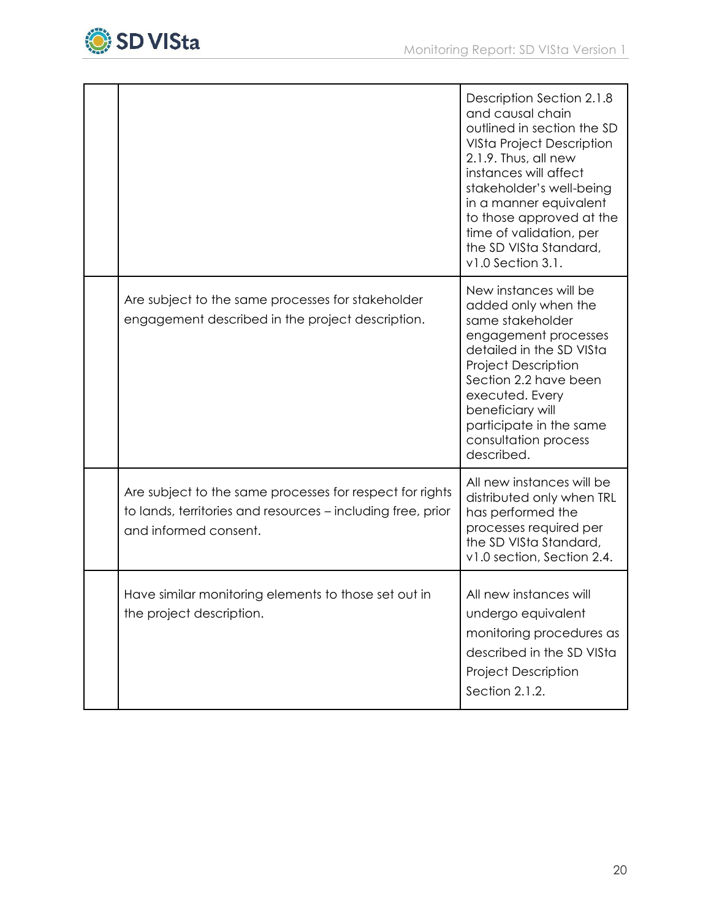| | | |
|---|---|---|
| | | Description Section 2.1.8 and causal chain outlined in section the SD VISta Project Description 2.1.9. Thus, all new instances will affect stakeholder's well-being in a manner equivalent to those approved at the time of validation, per the SD VISta Standard, v1.0 Section 3.1. |
| | Are subject to the same processes for stakeholder engagement described in the project description. | New instances will be added only when the same stakeholder engagement processes detailed in the SD VISta Project Description Section 2.2 have been executed. Every beneficiary will participate in the same consultation process described. |
| | Are subject to the same processes for respect for rights to lands, territories and resources – including free, prior and informed consent. | All new instances will be distributed only when TRL has performed the processes required per the SD VISta Standard, v1.0 section, Section 2.4. |
| | Have similar monitoring elements to those set out in the project description. | All new instances will undergo equivalent monitoring procedures as described in the SD VISta Project Description Section 2.1.2. |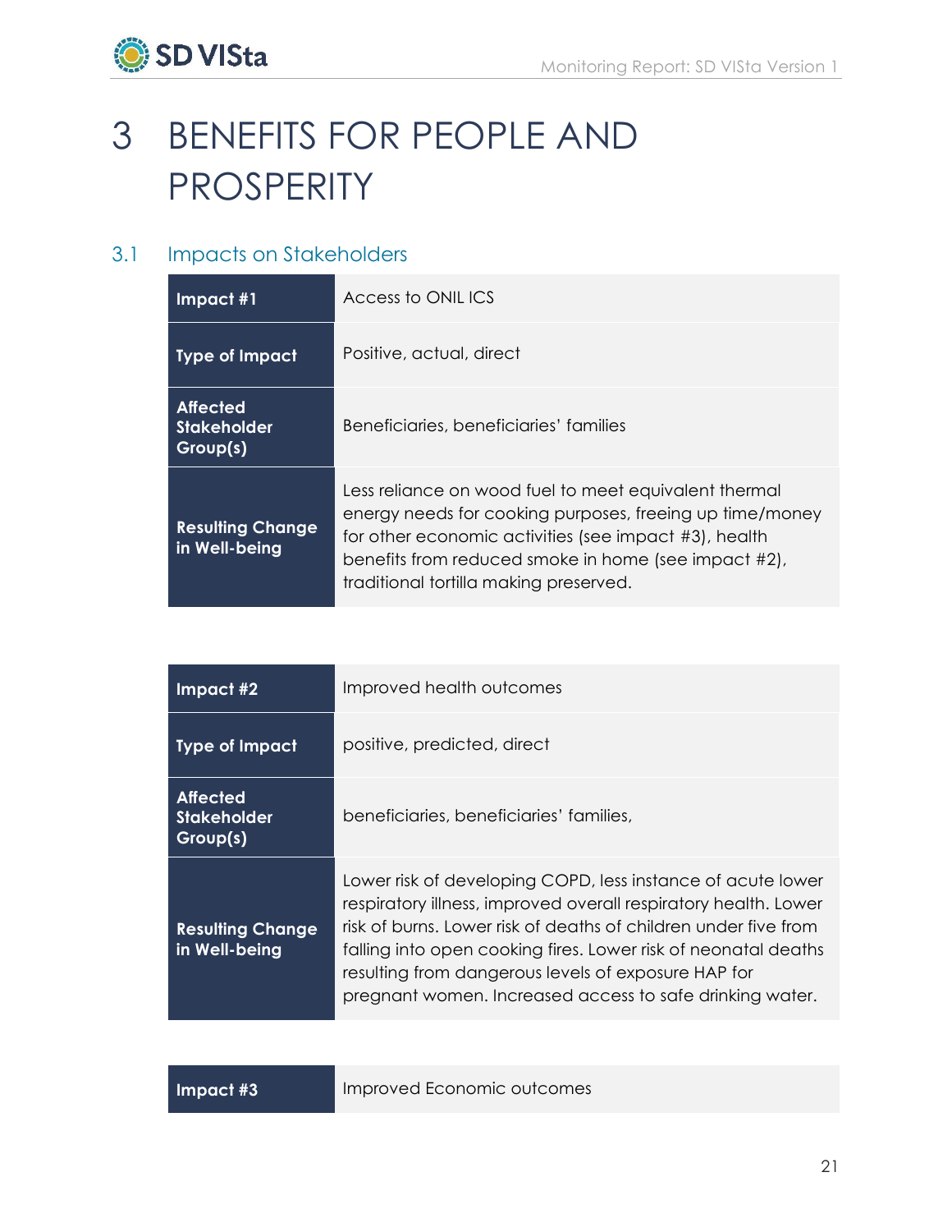# 3 BENEFITS FOR PEOPLE AND PROSPERITY

## 3.1 Impacts on Stakeholders

| Impact #1 | Access to ONIL ICS |
|---|---|
| Type of Impact | Positive, actual, direct |
| Affected Stakeholder Group(s) | Beneficiaries, beneficiaries' families |
| Resulting Change in Well-being | Less reliance on wood fuel to meet equivalent thermal energy needs for cooking purposes, freeing up time/money for other economic activities (see impact #3), health benefits from reduced smoke in home (see impact #2), traditional tortilla making preserved. |

| Impact #2 | Improved health outcomes |
|---|---|
| Type of Impact | positive, predicted, direct |
| Affected Stakeholder Group(s) | beneficiaries, beneficiaries' families, |
| Resulting Change in Well-being | Lower risk of developing COPD, less instance of acute lower respiratory illness, improved overall respiratory health. Lower risk of burns. Lower risk of deaths of children under five from falling into open cooking fires. Lower risk of neonatal deaths resulting from dangerous levels of exposure HAP for pregnant women. Increased access to safe drinking water. |

| Impact #3 | Improved Economic outcomes |
|---|---|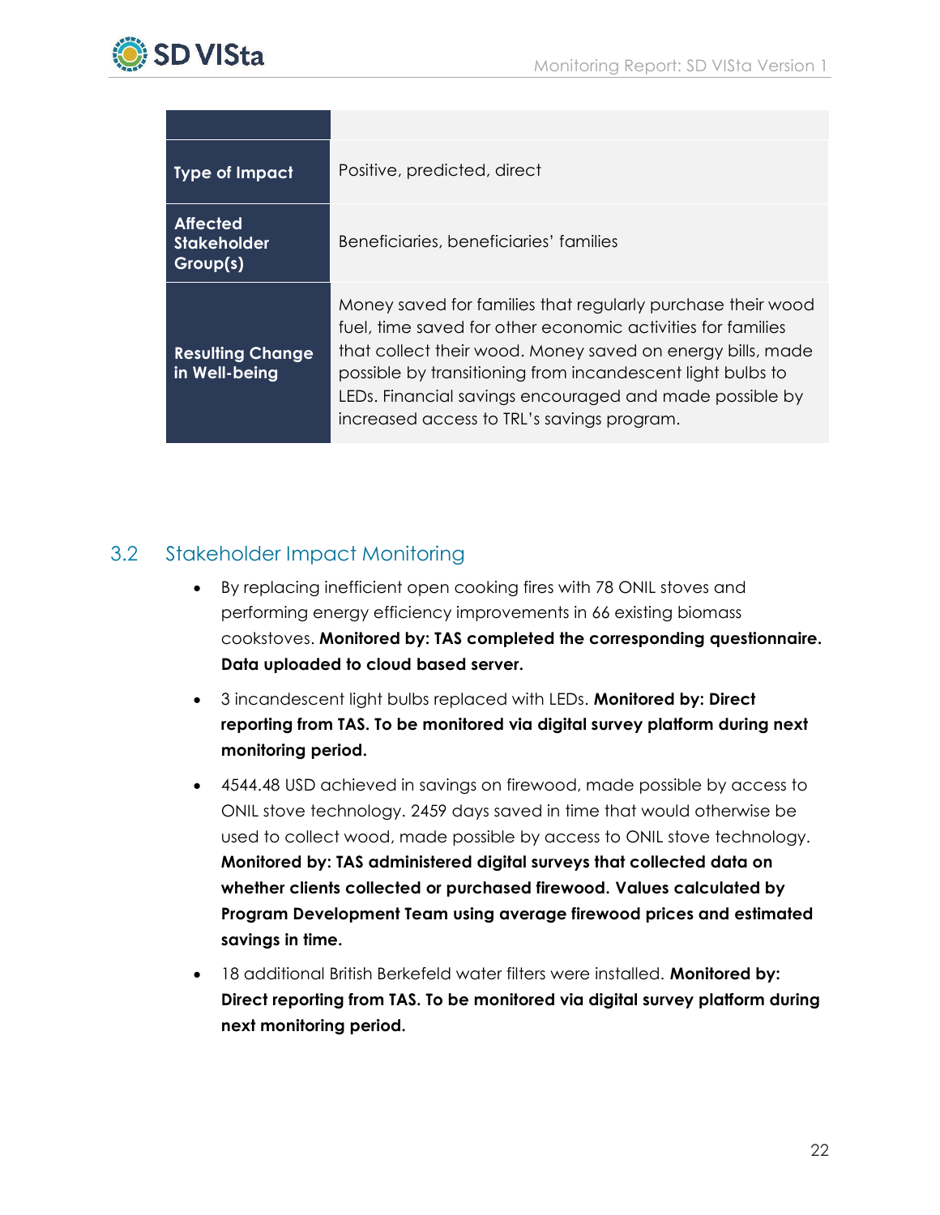| | |
|---|---|
| **Type of Impact** | Positive, predicted, direct |
| **Affected Stakeholder Group(s)** | Beneficiaries, beneficiaries' families |
| **Resulting Change in Well-being** | Money saved for families that regularly purchase their wood fuel, time saved for other economic activities for families that collect their wood. Money saved on energy bills, made possible by transitioning from incandescent light bulbs to LEDs. Financial savings encouraged and made possible by increased access to TRL's savings program. |

## 3.2 Stakeholder Impact Monitoring

- By replacing inefficient open cooking fires with 78 ONIL stoves and performing energy efficiency improvements in 66 existing biomass cookstoves. **Monitored by: TAS completed the corresponding questionnaire. Data uploaded to cloud based server.**
- 3 incandescent light bulbs replaced with LEDs. **Monitored by: Direct reporting from TAS. To be monitored via digital survey platform during next monitoring period.**
- 4544.48 USD achieved in savings on firewood, made possible by access to ONIL stove technology. 2459 days saved in time that would otherwise be used to collect wood, made possible by access to ONIL stove technology. **Monitored by: TAS administered digital surveys that collected data on whether clients collected or purchased firewood. Values calculated by Program Development Team using average firewood prices and estimated savings in time.**
- 18 additional British Berkefeld water filters were installed. **Monitored by: Direct reporting from TAS. To be monitored via digital survey platform during next monitoring period.**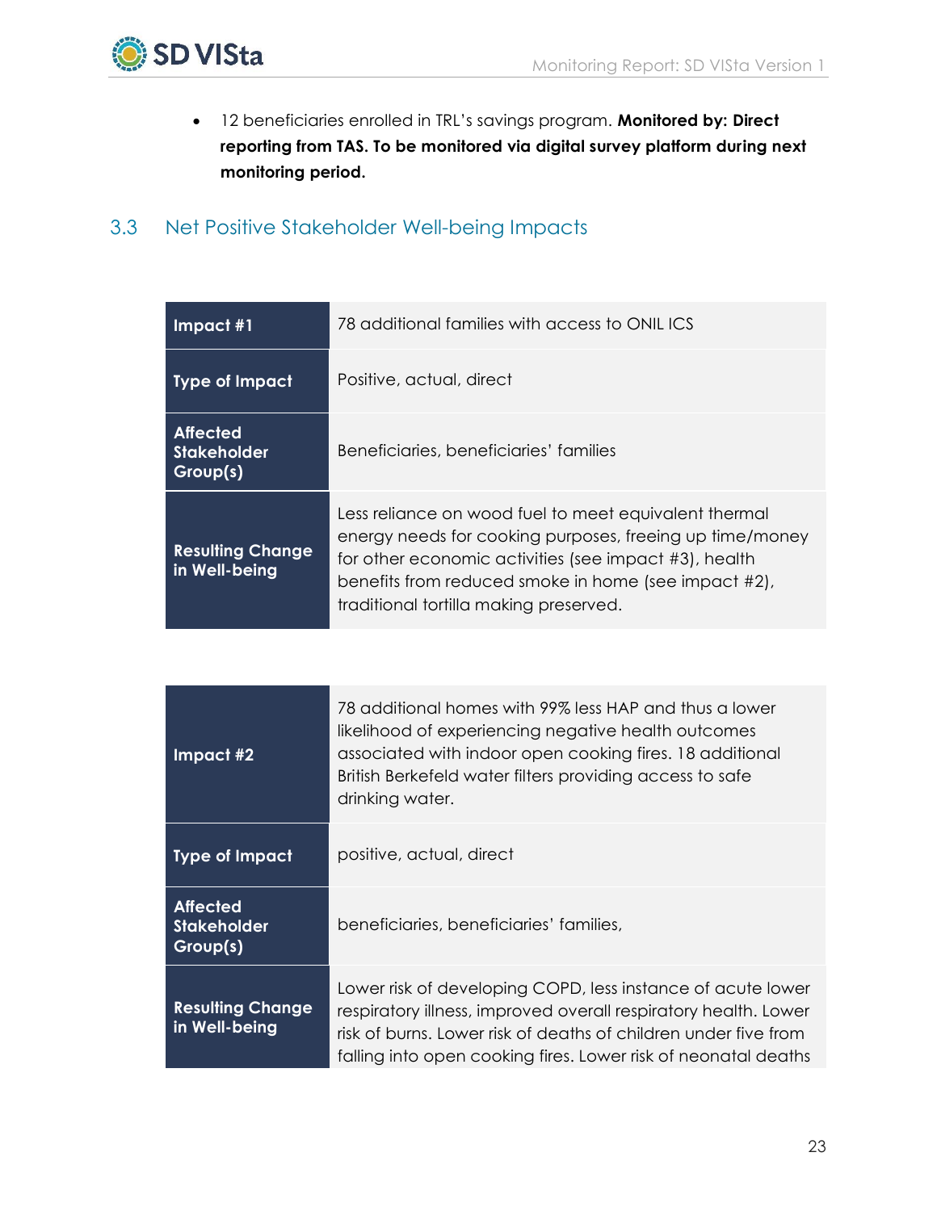- 12 beneficiaries enrolled in TRL's savings program. **Monitored by: Direct reporting from TAS. To be monitored via digital survey platform during next monitoring period.**

## 3.3 Net Positive Stakeholder Well-being Impacts

| **Impact #1** | 78 additional families with access to ONIL ICS |
|---|---|
| **Type of Impact** | Positive, actual, direct |
| **Affected Stakeholder Group(s)** | Beneficiaries, beneficiaries' families |
| **Resulting Change in Well-being** | Less reliance on wood fuel to meet equivalent thermal energy needs for cooking purposes, freeing up time/money for other economic activities (see impact #3), health benefits from reduced smoke in home (see impact #2), traditional tortilla making preserved. |

| **Impact #2** | 78 additional homes with 99% less HAP and thus a lower likelihood of experiencing negative health outcomes associated with indoor open cooking fires. 18 additional British Berkefeld water filters providing access to safe drinking water. |
|---|---|
| **Type of Impact** | positive, actual, direct |
| **Affected Stakeholder Group(s)** | beneficiaries, beneficiaries' families, |
| **Resulting Change in Well-being** | Lower risk of developing COPD, less instance of acute lower respiratory illness, improved overall respiratory health. Lower risk of burns. Lower risk of deaths of children under five from falling into open cooking fires. Lower risk of neonatal deaths |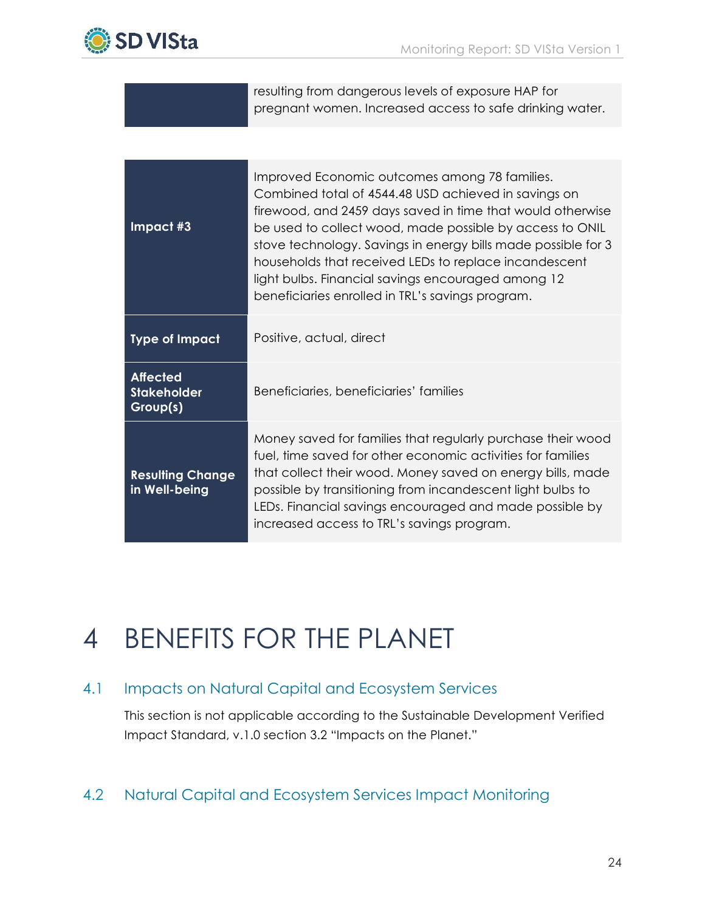| | |
|---|---|
| | resulting from dangerous levels of exposure HAP for pregnant women. Increased access to safe drinking water. |

| | |
|---|---|
| **Impact #3** | Improved Economic outcomes among 78 families. Combined total of 4544.48 USD achieved in savings on firewood, and 2459 days saved in time that would otherwise be used to collect wood, made possible by access to ONIL stove technology. Savings in energy bills made possible for 3 households that received LEDs to replace incandescent light bulbs. Financial savings encouraged among 12 beneficiaries enrolled in TRL's savings program. |
| **Type of Impact** | Positive, actual, direct |
| **Affected Stakeholder Group(s)** | Beneficiaries, beneficiaries' families |
| **Resulting Change in Well-being** | Money saved for families that regularly purchase their wood fuel, time saved for other economic activities for families that collect their wood. Money saved on energy bills, made possible by transitioning from incandescent light bulbs to LEDs. Financial savings encouraged and made possible by increased access to TRL's savings program. |

# 4 BENEFITS FOR THE PLANET

## 4.1 Impacts on Natural Capital and Ecosystem Services

This section is not applicable according to the Sustainable Development Verified Impact Standard, v.1.0 section 3.2 "Impacts on the Planet."

## 4.2 Natural Capital and Ecosystem Services Impact Monitoring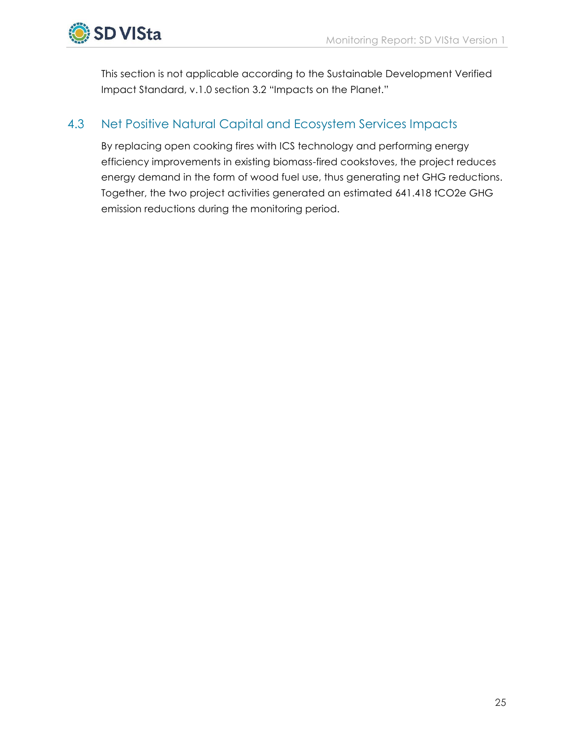This section is not applicable according to the Sustainable Development Verified Impact Standard, v.1.0 section 3.2 “Impacts on the Planet.”

## 4.3 Net Positive Natural Capital and Ecosystem Services Impacts

By replacing open cooking fires with ICS technology and performing energy efficiency improvements in existing biomass-fired cookstoves, the project reduces energy demand in the form of wood fuel use, thus generating net GHG reductions. Together, the two project activities generated an estimated 641.418 $tCO_2e$ GHG emission reductions during the monitoring period.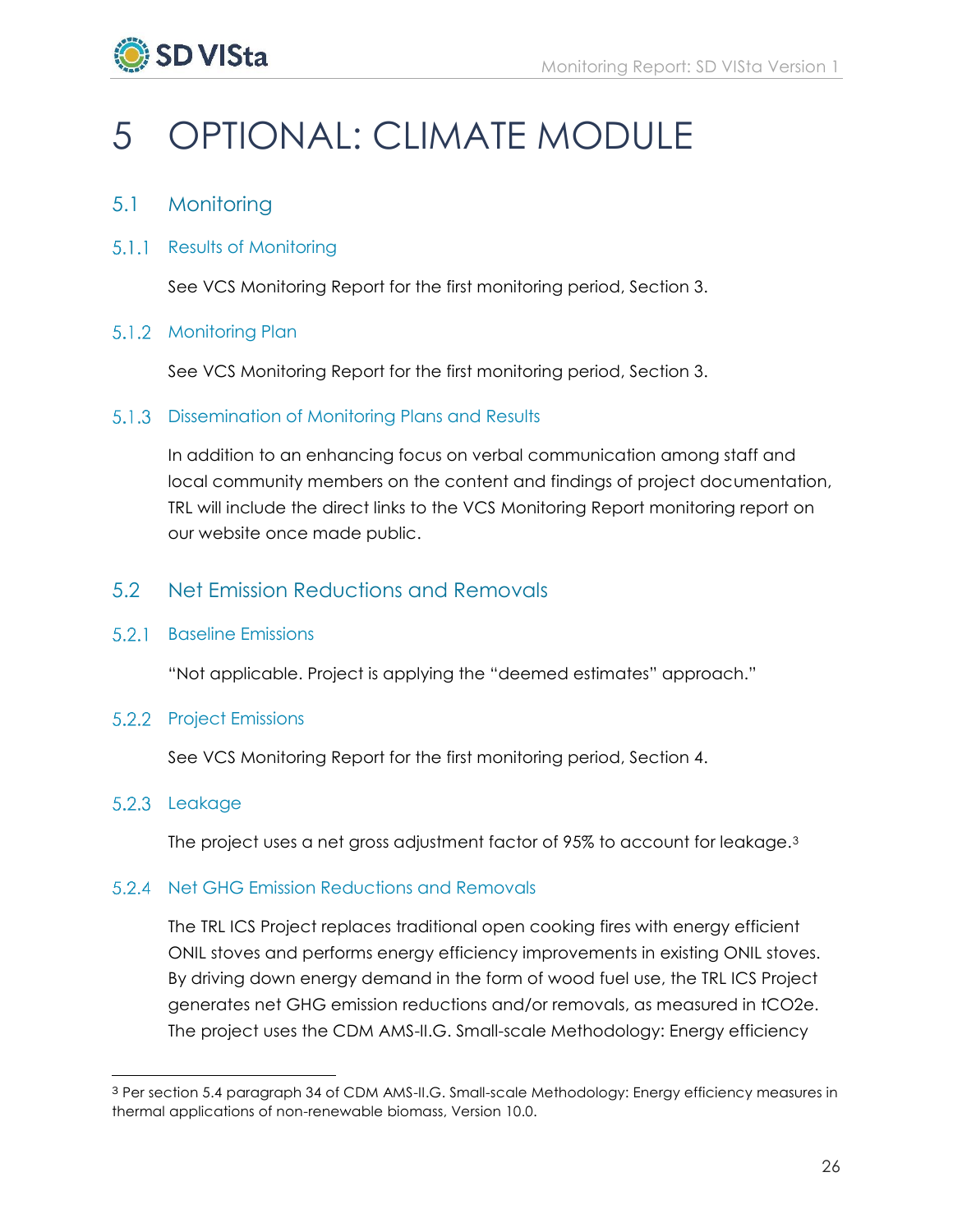# 5 OPTIONAL: CLIMATE MODULE

## 5.1 Monitoring

### 5.1.1 Results of Monitoring

See VCS Monitoring Report for the first monitoring period, Section 3.

### 5.1.2 Monitoring Plan

See VCS Monitoring Report for the first monitoring period, Section 3.

### 5.1.3 Dissemination of Monitoring Plans and Results

In addition to an enhancing focus on verbal communication among staff and local community members on the content and findings of project documentation, TRL will include the direct links to the VCS Monitoring Report monitoring report on our website once made public.

## 5.2 Net Emission Reductions and Removals

### 5.2.1 Baseline Emissions

"Not applicable. Project is applying the "deemed estimates" approach."

### 5.2.2 Project Emissions

See VCS Monitoring Report for the first monitoring period, Section 4.

### 5.2.3 Leakage

The project uses a net gross adjustment factor of 95% to account for leakage.[3]

### 5.2.4 Net GHG Emission Reductions and Removals

The TRL ICS Project replaces traditional open cooking fires with energy efficient ONIL stoves and performs energy efficiency improvements in existing ONIL stoves. By driving down energy demand in the form of wood fuel use, the TRL ICS Project generates net GHG emission reductions and/or removals, as measured in $tCO_2e$. The project uses the CDM AMS-II.G. Small-scale Methodology: Energy efficiency

---

[3] Per section 5.4 paragraph 34 of CDM AMS-II.G. Small-scale Methodology: Energy efficiency measures in thermal applications of non-renewable biomass, Version 10.0.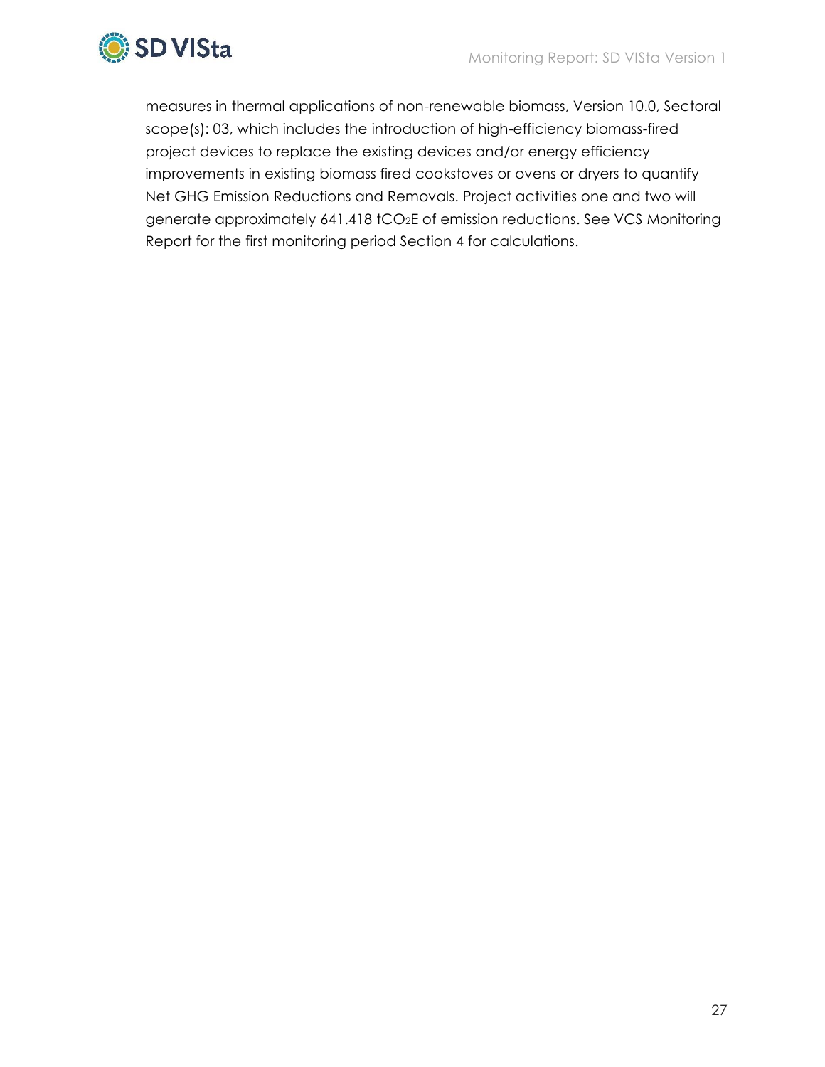measures in thermal applications of non-renewable biomass, Version 10.0, Sectoral scope(s): 03, which includes the introduction of high-efficiency biomass-fired project devices to replace the existing devices and/or energy efficiency improvements in existing biomass fired cookstoves or ovens or dryers to quantify Net GHG Emission Reductions and Removals. Project activities one and two will generate approximately 641.418 $tCO_2E$ of emission reductions. See VCS Monitoring Report for the first monitoring period Section 4 for calculations.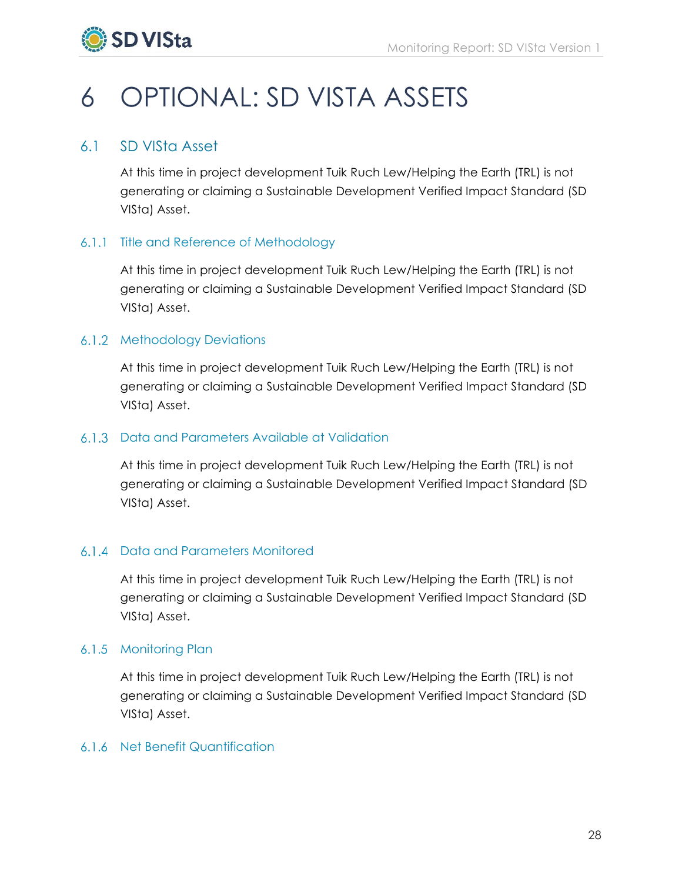# 6 OPTIONAL: SD VISTA ASSETS

## 6.1 SD VISta Asset

At this time in project development Tuik Ruch Lew/Helping the Earth (TRL) is not generating or claiming a Sustainable Development Verified Impact Standard (SD VISta) Asset.

### 6.1.1 Title and Reference of Methodology

At this time in project development Tuik Ruch Lew/Helping the Earth (TRL) is not generating or claiming a Sustainable Development Verified Impact Standard (SD VISta) Asset.

### 6.1.2 Methodology Deviations

At this time in project development Tuik Ruch Lew/Helping the Earth (TRL) is not generating or claiming a Sustainable Development Verified Impact Standard (SD VISta) Asset.

### 6.1.3 Data and Parameters Available at Validation

At this time in project development Tuik Ruch Lew/Helping the Earth (TRL) is not generating or claiming a Sustainable Development Verified Impact Standard (SD VISta) Asset.

### 6.1.4 Data and Parameters Monitored

At this time in project development Tuik Ruch Lew/Helping the Earth (TRL) is not generating or claiming a Sustainable Development Verified Impact Standard (SD VISta) Asset.

### 6.1.5 Monitoring Plan

At this time in project development Tuik Ruch Lew/Helping the Earth (TRL) is not generating or claiming a Sustainable Development Verified Impact Standard (SD VISta) Asset.

### 6.1.6 Net Benefit Quantification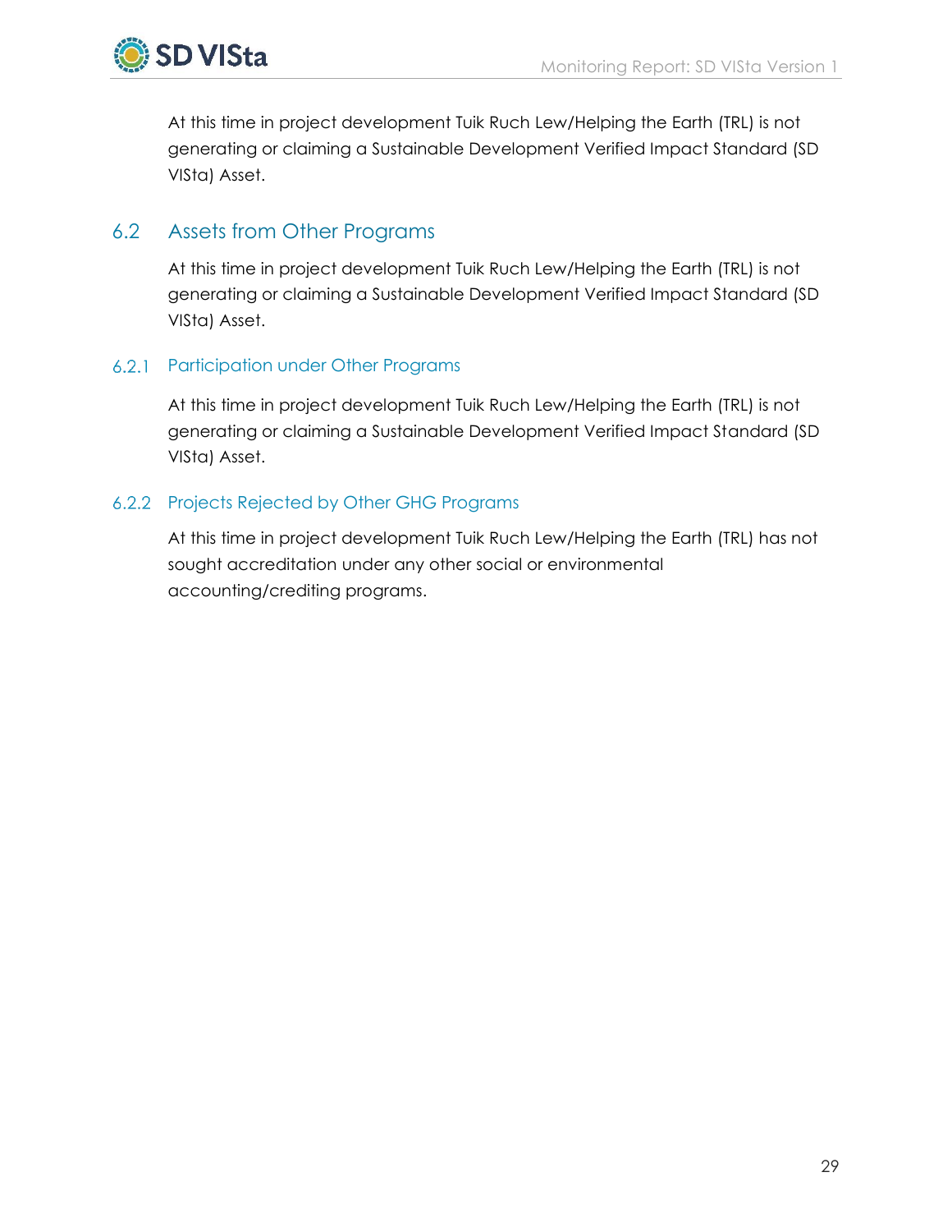At this time in project development Tuik Ruch Lew/Helping the Earth (TRL) is not generating or claiming a Sustainable Development Verified Impact Standard (SD VISta) Asset.

## 6.2 Assets from Other Programs

At this time in project development Tuik Ruch Lew/Helping the Earth (TRL) is not generating or claiming a Sustainable Development Verified Impact Standard (SD VISta) Asset.

### 6.2.1 Participation under Other Programs

At this time in project development Tuik Ruch Lew/Helping the Earth (TRL) is not generating or claiming a Sustainable Development Verified Impact Standard (SD VISta) Asset.

### 6.2.2 Projects Rejected by Other GHG Programs

At this time in project development Tuik Ruch Lew/Helping the Earth (TRL) has not sought accreditation under any other social or environmental accounting/crediting programs.